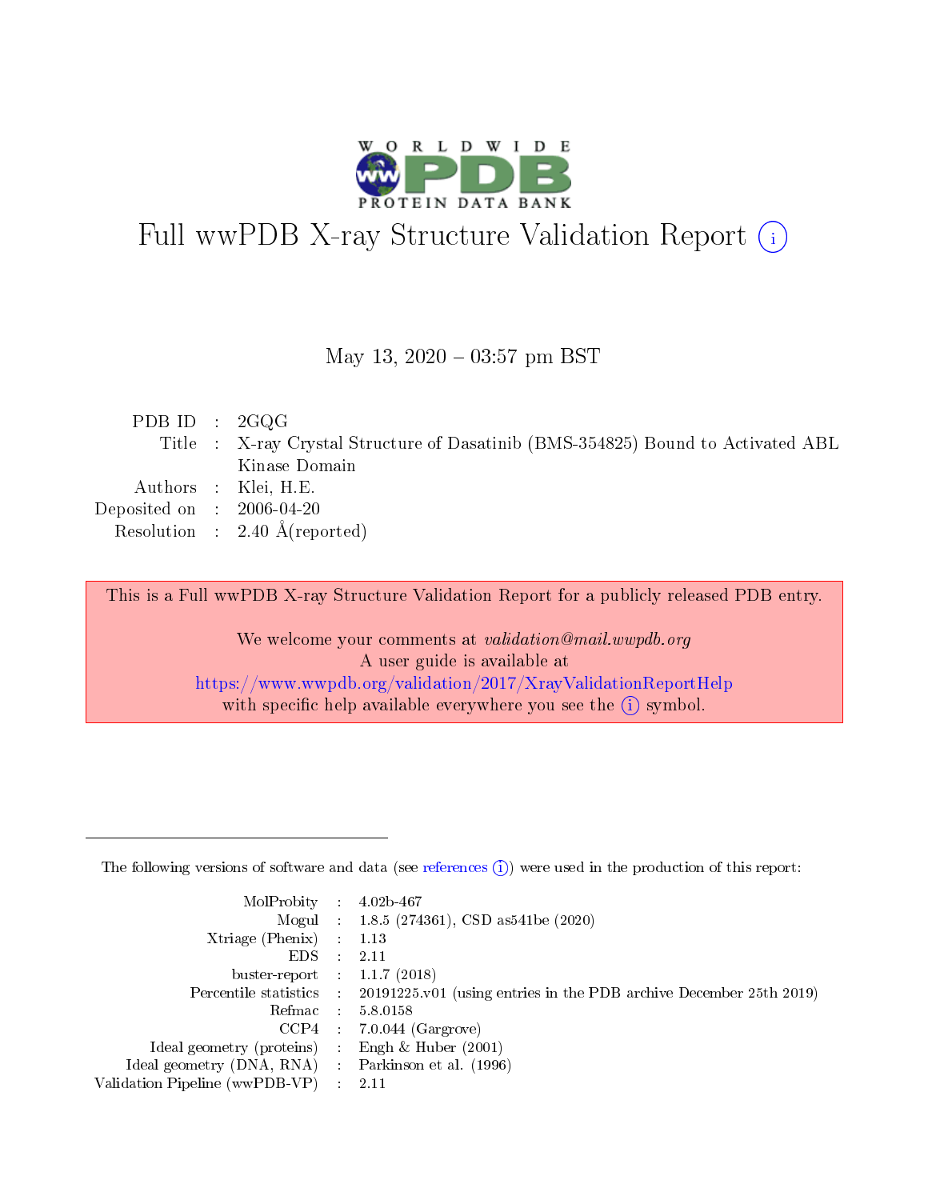# Full wwPDB X-ray Structure Validation Report (i)

May 13, 2020 – 03:57 pm BST

| | | |
|---|---|---|
| PDB ID | : | 2GQG |
| Title | : | X-ray Crystal Structure of Dasatinib (BMS-354825) Bound to Activated ABL Kinase Domain |
| Authors | : | Klei, H.E. |
| Deposited on | : | 2006-04-20 |
| Resolution | : | 2.40 Å(reported) |

This is a Full wwPDB X-ray Structure Validation Report for a publicly released PDB entry.

We welcome your comments at *validation@mail.wwpdb.org*
A user guide is available at
https://www.wwpdb.org/validation/2017/XrayValidationReportHelp
with specific help available everywhere you see the (i) symbol.

---

The following versions of software and data (see references (i)) were used in the production of this report:

| | | |
|---|---|---|
| MolProbity | : | 4.02b-467 |
| Mogul | : | 1.8.5 (274361), CSD as541be (2020) |
| Xtriage (Phenix) | : | 1.13 |
| EDS | : | 2.11 |
| buster-report | : | 1.1.7 (2018) |
| Percentile statistics | : | 20191225.v01 (using entries in the PDB archive December 25th 2019) |
| Refmac | : | 5.8.0158 |
| CCP4 | : | 7.0.044 (Gargrove) |
| Ideal geometry (proteins) | : | Engh & Huber (2001) |
| Ideal geometry (DNA, RNA) | : | Parkinson et al. (1996) |
| Validation Pipeline (wwPDB-VP) | : | 2.11 |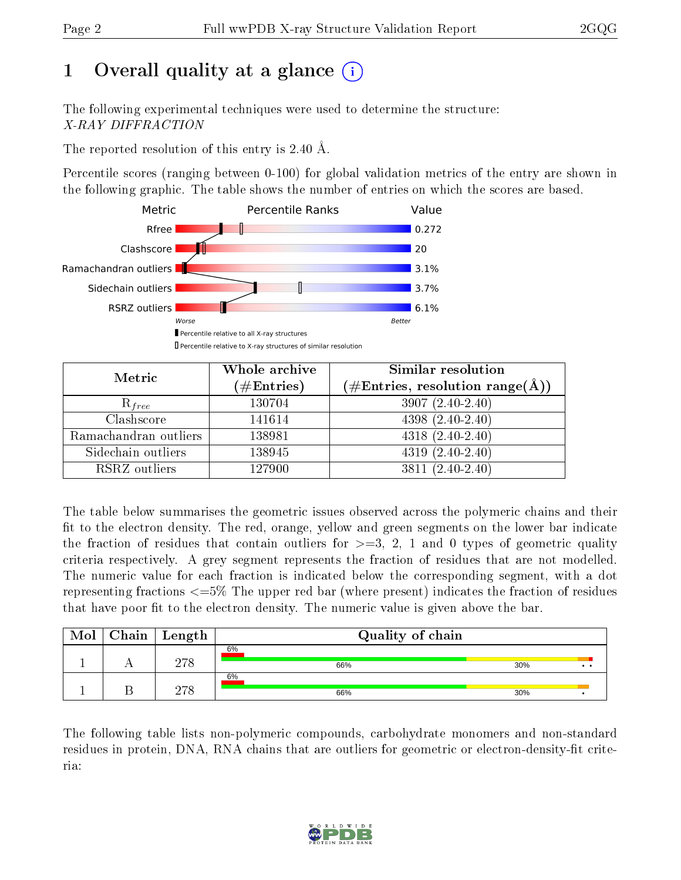# 1 Overall quality at a glance (i)

The following experimental techniques were used to determine the structure:
*X-RAY DIFFRACTION*

The reported resolution of this entry is 2.40 Å.

Percentile scores (ranging between 0-100) for global validation metrics of the entry are shown in the following graphic. The table shows the number of entries on which the scores are based.

| Metric | Value |
|---|---|
| Rfree | 0.272 |
| Clashscore | 20 |
| Ramachandran outliers | 3.1% |
| Sidechain outliers | 3.7% |
| RSRZ outliers | 6.1% |

Worse — Better

▮ Percentile relative to all X-ray structures
▯ Percentile relative to X-ray structures of similar resolution

| Metric | Whole archive (#Entries) | Similar resolution (#Entries, resolution range(Å)) |
|---|---|---|
| $R_{free}$ | 130704 | 3907 (2.40-2.40) |
| Clashscore | 141614 | 4398 (2.40-2.40) |
| Ramachandran outliers | 138981 | 4318 (2.40-2.40) |
| Sidechain outliers | 138945 | 4319 (2.40-2.40) |
| RSRZ outliers | 127900 | 3811 (2.40-2.40) |

The table below summarises the geometric issues observed across the polymeric chains and their fit to the electron density. The red, orange, yellow and green segments on the lower bar indicate the fraction of residues that contain outliers for >=3, 2, 1 and 0 types of geometric quality criteria respectively. A grey segment represents the fraction of residues that are not modelled. The numeric value for each fraction is indicated below the corresponding segment, with a dot representing fractions <=5% The upper red bar (where present) indicates the fraction of residues that have poor fit to the electron density. The numeric value is given above the bar.

| Mol | Chain | Length | Quality of chain |
|---|---|---|---|
| 1 | A | 278 | 6% (poor fit); 66%, 30%, •, • |
| 1 | B | 278 | 6% (poor fit); 66%, 30%, • |

The following table lists non-polymeric compounds, carbohydrate monomers and non-standard residues in protein, DNA, RNA chains that are outliers for geometric or electron-density-fit criteria: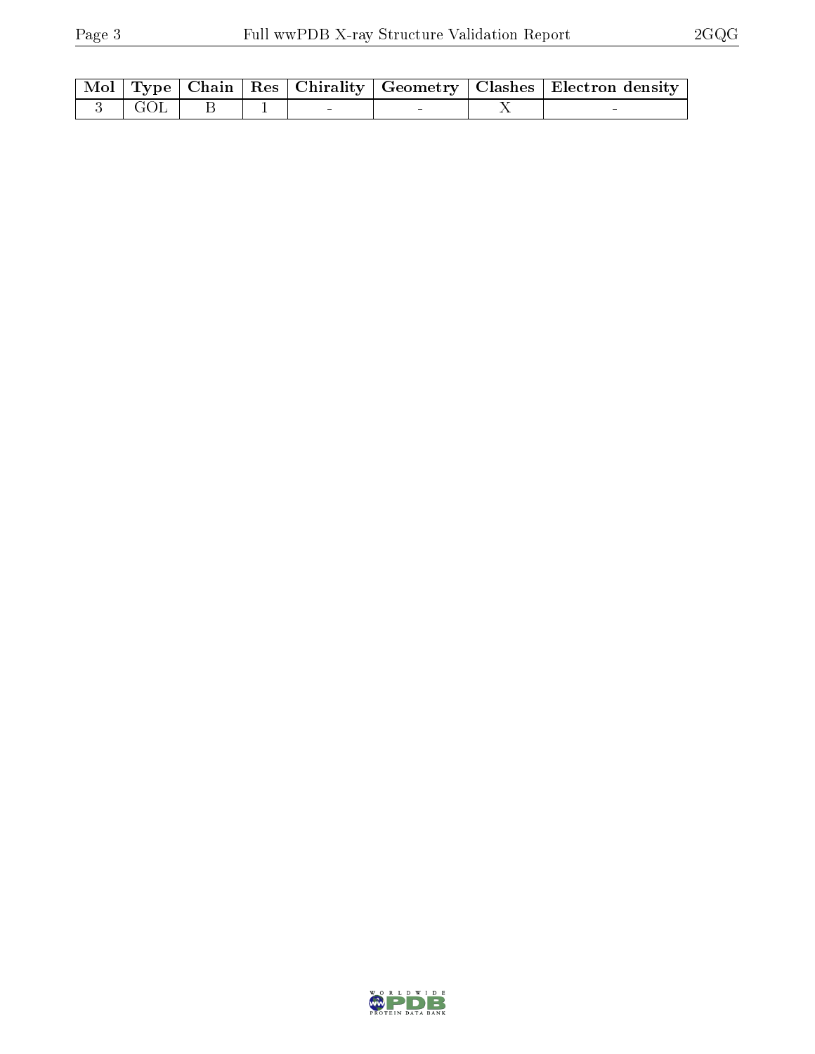| Mol | Type | Chain | Res | Chirality | Geometry | Clashes | Electron density |
|---|---|---|---|---|---|---|---|
| 3 | GOL | B | 1 | - | - | X | - |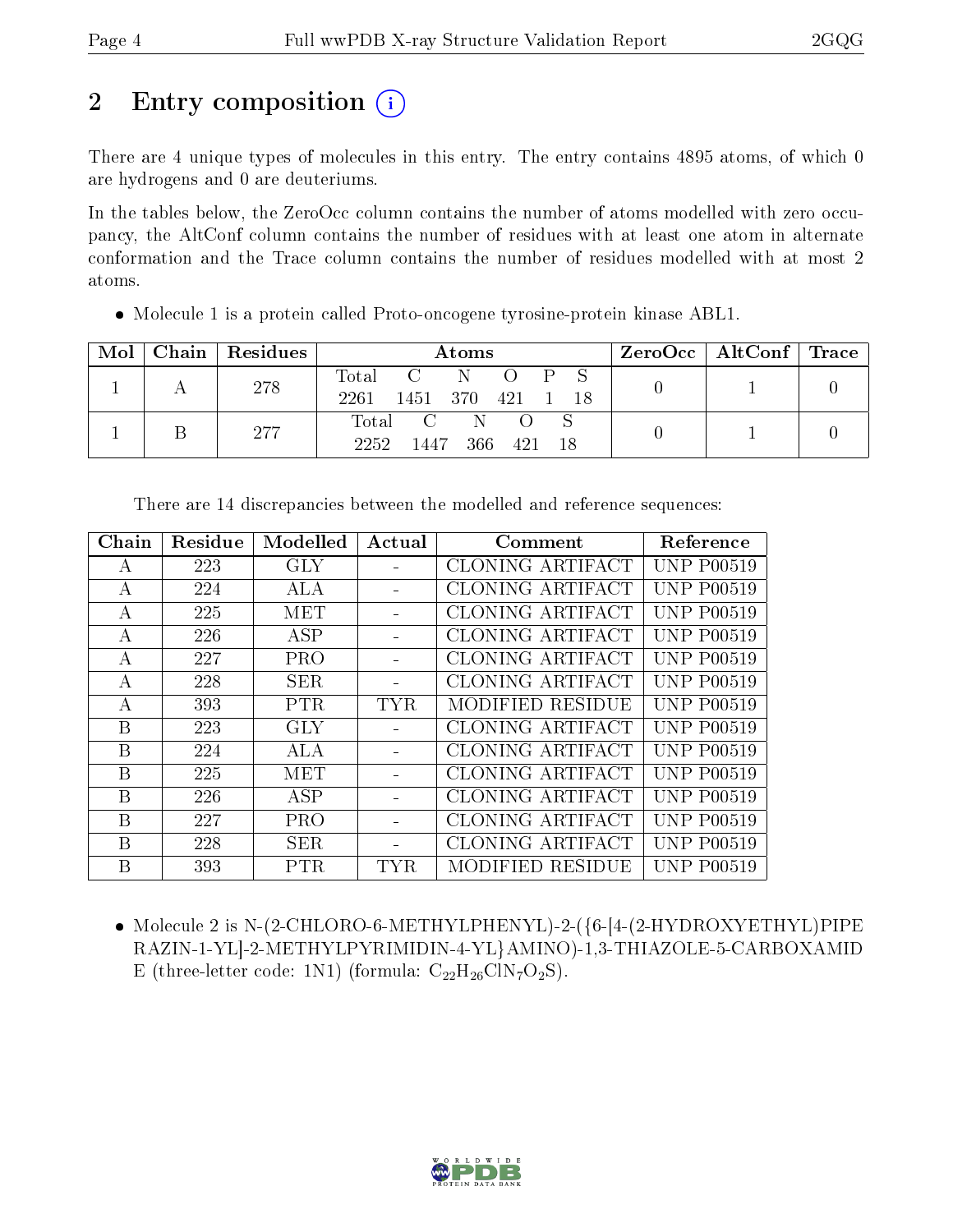# 2 Entry composition (i)

There are 4 unique types of molecules in this entry. The entry contains 4895 atoms, of which 0 are hydrogens and 0 are deuteriums.

In the tables below, the ZeroOcc column contains the number of atoms modelled with zero occupancy, the AltConf column contains the number of residues with at least one atom in alternate conformation and the Trace column contains the number of residues modelled with at most 2 atoms.

- Molecule 1 is a protein called Proto-oncogene tyrosine-protein kinase ABL1.

| Mol | Chain | Residues | Atoms | ZeroOcc | AltConf | Trace |
|---|---|---|---|---|---|---|
| 1 | A | 278 | Total C N O P S<br>2261 1451 370 421 1 18 | 0 | 1 | 0 |
| 1 | B | 277 | Total C N O S<br>2252 1447 366 421 18 | 0 | 1 | 0 |

There are 14 discrepancies between the modelled and reference sequences:

| Chain | Residue | Modelled | Actual | Comment | Reference |
|---|---|---|---|---|---|
| A | 223 | GLY | - | CLONING ARTIFACT | UNP P00519 |
| A | 224 | ALA | - | CLONING ARTIFACT | UNP P00519 |
| A | 225 | MET | - | CLONING ARTIFACT | UNP P00519 |
| A | 226 | ASP | - | CLONING ARTIFACT | UNP P00519 |
| A | 227 | PRO | - | CLONING ARTIFACT | UNP P00519 |
| A | 228 | SER | - | CLONING ARTIFACT | UNP P00519 |
| A | 393 | PTR | TYR | MODIFIED RESIDUE | UNP P00519 |
| B | 223 | GLY | - | CLONING ARTIFACT | UNP P00519 |
| B | 224 | ALA | - | CLONING ARTIFACT | UNP P00519 |
| B | 225 | MET | - | CLONING ARTIFACT | UNP P00519 |
| B | 226 | ASP | - | CLONING ARTIFACT | UNP P00519 |
| B | 227 | PRO | - | CLONING ARTIFACT | UNP P00519 |
| B | 228 | SER | - | CLONING ARTIFACT | UNP P00519 |
| B | 393 | PTR | TYR | MODIFIED RESIDUE | UNP P00519 |

- Molecule 2 is N-(2-CHLORO-6-METHYLPHENYL)-2-({6-[4-(2-HYDROXYETHYL)PIPERAZIN-1-YL]-2-METHYLPYRIMIDIN-4-YL}AMINO)-1,3-THIAZOLE-5-CARBOXAMIDE (three-letter code: 1N1) (formula: $C_{22}H_{26}ClN_7O_2S$).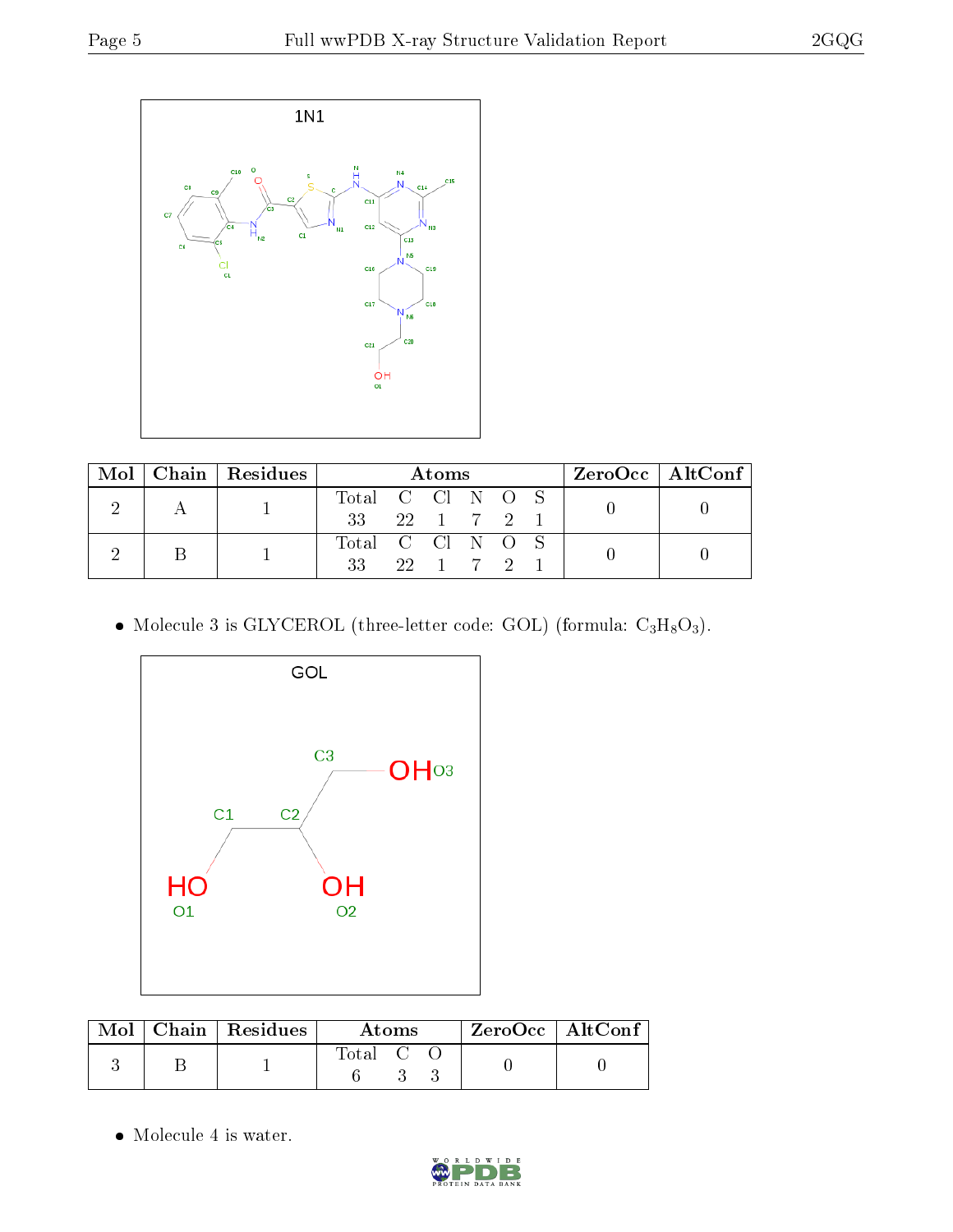| Mol | Chain | Residues | Atoms | | | | | | ZeroOcc | AltConf |
|---|---|---|---|---|---|---|---|---|---|---|
| | | | Total | C | Cl | N | O | S | | |
| 2 | A | 1 | 33 | 22 | 1 | 7 | 2 | 1 | 0 | 0 |
| 2 | B | 1 | 33 | 22 | 1 | 7 | 2 | 1 | 0 | 0 |

- Molecule 3 is GLYCEROL (three-letter code: GOL) (formula: $C_3H_8O_3$).

| Mol | Chain | Residues | Atoms | | | ZeroOcc | AltConf |
|---|---|---|---|---|---|---|---|
| | | | Total | C | O | | |
| 3 | B | 1 | 6 | 3 | 3 | 0 | 0 |

- Molecule 4 is water.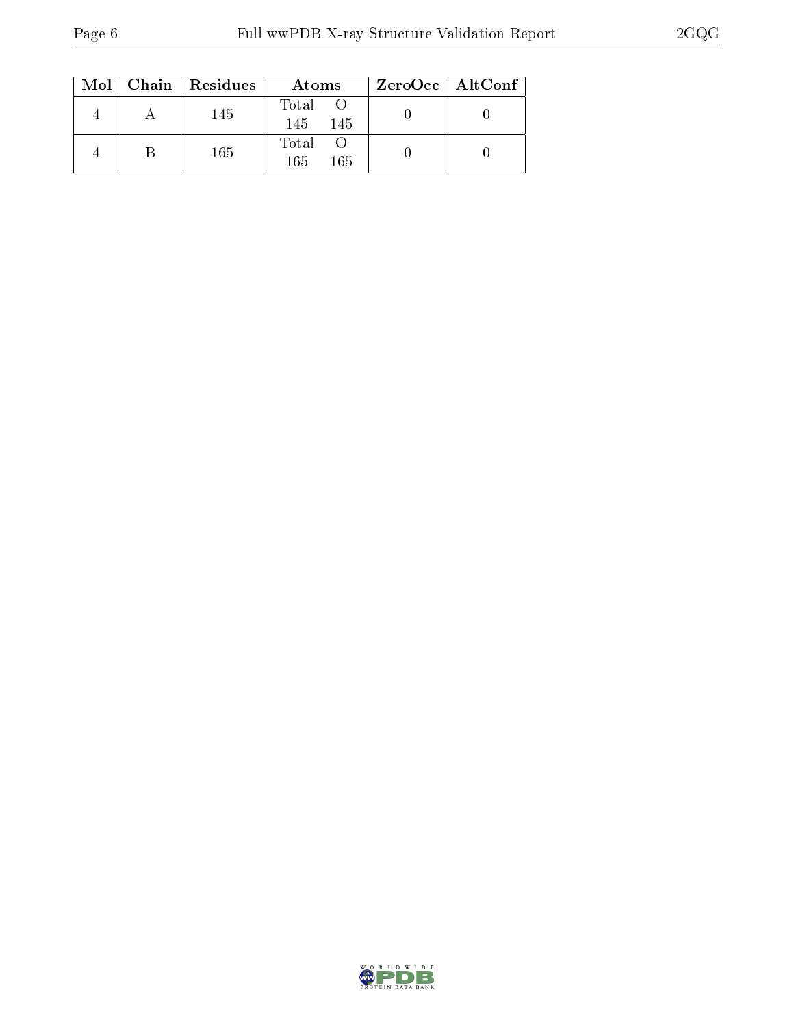| Mol | Chain | Residues | Atoms | | ZeroOcc | AltConf |
|---|---|---|---|---|---|---|
| | | | Total | O | | |
| 4 | A | 145 | 145 | 145 | 0 | 0 |
| 4 | B | 165 | 165 | 165 | 0 | 0 |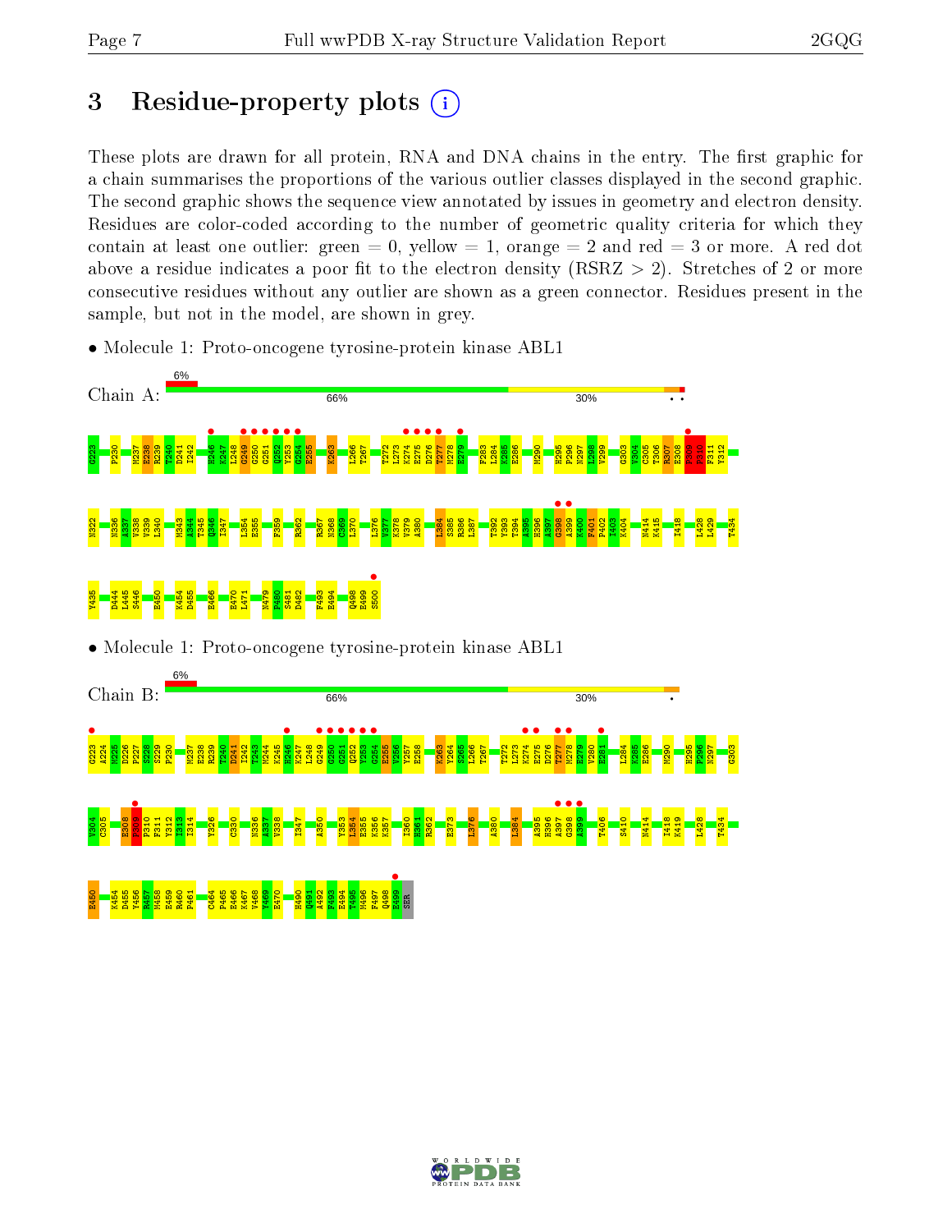# 3 Residue-property plots

These plots are drawn for all protein, RNA and DNA chains in the entry. The first graphic for a chain summarises the proportions of the various outlier classes displayed in the second graphic. The second graphic shows the sequence view annotated by issues in geometry and electron density. Residues are color-coded according to the number of geometric quality criteria for which they contain at least one outlier: green = 0, yellow = 1, orange = 2 and red = 3 or more. A red dot above a residue indicates a poor fit to the electron density (RSRZ > 2). Stretches of 2 or more consecutive residues without any outlier are shown as a green connector. Residues present in the sample, but not in the model, are shown in grey.

- Molecule 1: Proto-oncogene tyrosine-protein kinase ABL1

Chain A: 6% | 66% | 30%

G223 P230 M237 E238 R239 T240 D241 I242 H246 K247 L248 G249 G250 G251 Q252 Y253 G254 E255 K263 L266 T267 T272 L273 K274 E275 D276 T277 M278 E279 F283 L284 K285 E286 M290 H295 P296 N297 L298 V299 G303 V304 C305 T306 R307 E308 P309 P310 F311 Y312 N322 N336 A337 V338 V339 L340 M343 A344 T345 Q346 I347 L354 E355 F359 R362 R367 N368 Q369 L370 L376 V377 K378 V379 A380 L384 S385 R386 L387 T392 Y393 T394 A395 H396 A397 G398 A399 K400 F401 P402 I403 K404 N414 K415 I418 L428 L429 T434 Y435 D444 L445 S446 E450 K454 D455 E466 E470 L471 N479 P480 S481 D482 F493 E494 Q498 E499 S500

- Molecule 1: Proto-oncogene tyrosine-protein kinase ABL1

Chain B: 6% | 66% | 30%

G223 A224 M225 D226 P227 S228 S229 P230 M237 E238 R239 T240 D241 I242 T243 M244 K245 H246 K247 L248 G249 G250 G251 Q252 Y253 G254 E255 V256 Y257 E258 K263 Y264 S265 L266 T267 T272 L273 K274 E275 D276 T277 M278 E279 V280 E281 L284 K285 E286 M290 H295 P296 N297 G303 V304 C305 E308 P309 P310 F311 Y312 I313 I314 Y326 C330 N336 A337 V338 I347 A350 Y353 L354 E355 K356 K357 I360 H361 R362 E373 L376 A380 L384 A395 H396 A397 G398 A399 T406 S410 N414 I418 K419 L428 T434 E450 K454 D455 Y456 R457 M458 E459 R460 P461 C464 P465 E466 K467 V468 Y469 E470 H490 Q491 A492 F493 E494 T495 M496 F497 Q498 E499 SER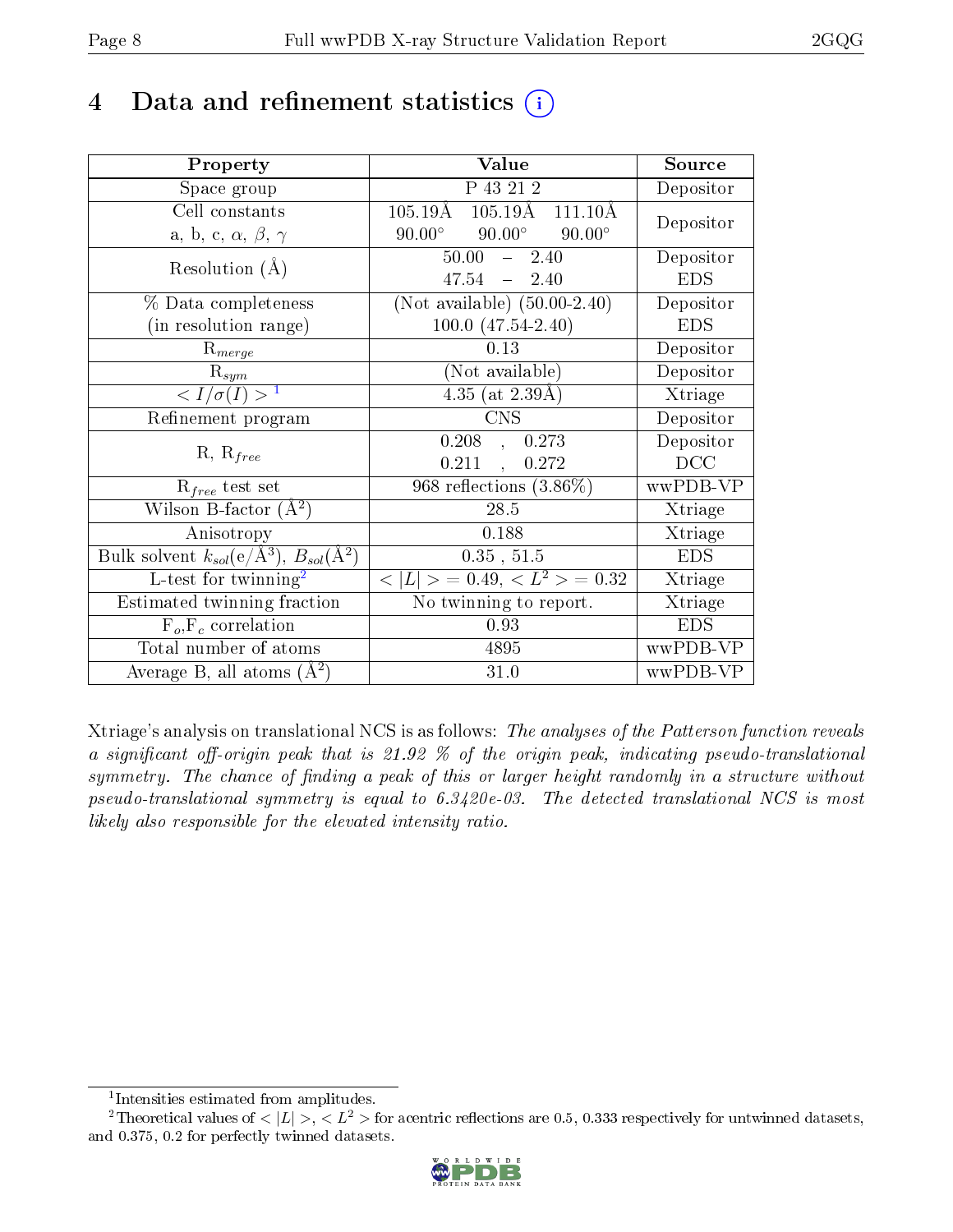# 4 Data and refinement statistics (i)

| Property | Value | Source |
|---|---|---|
| Space group | P 43 21 2 | Depositor |
| Cell constants<br>a, b, c, $\alpha$, $\beta$, $\gamma$ | 105.19Å 105.19Å 111.10Å<br>90.00° 90.00° 90.00° | Depositor |
| Resolution (Å) | 50.00 – 2.40<br>47.54 – 2.40 | Depositor<br>EDS |
| % Data completeness<br>(in resolution range) | (Not available) (50.00-2.40)<br>100.0 (47.54-2.40) | Depositor<br>EDS |
| $R_{merge}$ | 0.13 | Depositor |
| $R_{sym}$ | (Not available) | Depositor |
| $< I/\sigma(I) >$ [1] | 4.35 (at 2.39Å) | Xtriage |
| Refinement program | CNS | Depositor |
| R, $R_{free}$ | 0.208 , 0.273<br>0.211 , 0.272 | Depositor<br>DCC |
| $R_{free}$ test set | 968 reflections (3.86%) | wwPDB-VP |
| Wilson B-factor (Å$^2$) | 28.5 | Xtriage |
| Anisotropy | 0.188 | Xtriage |
| Bulk solvent $k_{sol}$(e/Å$^3$), $B_{sol}$(Å$^2$) | 0.35 , 51.5 | EDS |
| L-test for twinning[2] | $< \lvert L \rvert > = 0.49$, $< L^2 > = 0.32$ | Xtriage |
| Estimated twinning fraction | No twinning to report. | Xtriage |
| $F_o$,$F_c$ correlation | 0.93 | EDS |
| Total number of atoms | 4895 | wwPDB-VP |
| Average B, all atoms (Å$^2$) | 31.0 | wwPDB-VP |

Xtriage's analysis on translational NCS is as follows: *The analyses of the Patterson function reveals a significant off-origin peak that is 21.92 % of the origin peak, indicating pseudo-translational symmetry. The chance of finding a peak of this or larger height randomly in a structure without pseudo-translational symmetry is equal to 6.3420e-03. The detected translational NCS is most likely also responsible for the elevated intensity ratio.*

[1] Intensities estimated from amplitudes.

[2] Theoretical values of $< \lvert L \rvert >$, $< L^2 >$ for acentric reflections are 0.5, 0.333 respectively for untwinned datasets, and 0.375, 0.2 for perfectly twinned datasets.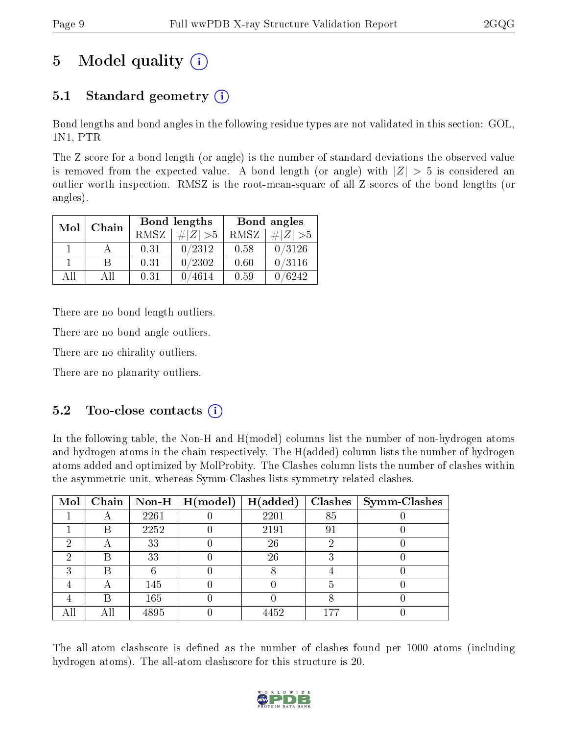# 5 Model quality (i)

## 5.1 Standard geometry (i)

Bond lengths and bond angles in the following residue types are not validated in this section: GOL, 1N1, PTR

The Z score for a bond length (or angle) is the number of standard deviations the observed value is removed from the expected value. A bond length (or angle) with $|Z| > 5$ is considered an outlier worth inspection. RMSZ is the root-mean-square of all Z scores of the bond lengths (or angles).

| Mol | Chain | Bond lengths | | Bond angles | |
|---|---|---|---|---|---|
| | | RMSZ | $\#\|Z\| > 5$ | RMSZ | $\#\|Z\| > 5$ |
| 1 | A | 0.31 | 0/2312 | 0.58 | 0/3126 |
| 1 | B | 0.31 | 0/2302 | 0.60 | 0/3116 |
| All | All | 0.31 | 0/4614 | 0.59 | 0/6242 |

There are no bond length outliers.

There are no bond angle outliers.

There are no chirality outliers.

There are no planarity outliers.

## 5.2 Too-close contacts (i)

In the following table, the Non-H and H(model) columns list the number of non-hydrogen atoms and hydrogen atoms in the chain respectively. The H(added) column lists the number of hydrogen atoms added and optimized by MolProbity. The Clashes column lists the number of clashes within the asymmetric unit, whereas Symm-Clashes lists symmetry related clashes.

| Mol | Chain | Non-H | H(model) | H(added) | Clashes | Symm-Clashes |
|---|---|---|---|---|---|---|
| 1 | A | 2261 | 0 | 2201 | 85 | 0 |
| 1 | B | 2252 | 0 | 2191 | 91 | 0 |
| 2 | A | 33 | 0 | 26 | 2 | 0 |
| 2 | B | 33 | 0 | 26 | 3 | 0 |
| 3 | B | 6 | 0 | 8 | 4 | 0 |
| 4 | A | 145 | 0 | 0 | 5 | 0 |
| 4 | B | 165 | 0 | 0 | 8 | 0 |
| All | All | 4895 | 0 | 4452 | 177 | 0 |

The all-atom clashscore is defined as the number of clashes found per 1000 atoms (including hydrogen atoms). The all-atom clashscore for this structure is 20.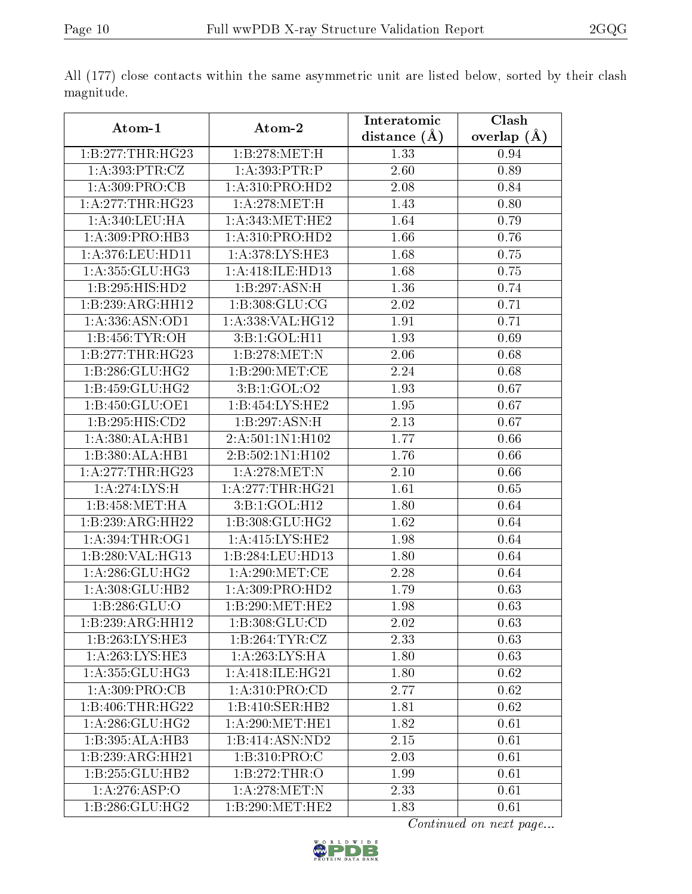All (177) close contacts within the same asymmetric unit are listed below, sorted by their clash magnitude.

| Atom-1 | Atom-2 | Interatomic distance (Å) | Clash overlap (Å) |
|---|---|---|---|
| 1:B:277:THR:HG23 | 1:B:278:MET:H | 1.33 | 0.94 |
| 1:A:393:PTR:CZ | 1:A:393:PTR:P | 2.60 | 0.89 |
| 1:A:309:PRO:CB | 1:A:310:PRO:HD2 | 2.08 | 0.84 |
| 1:A:277:THR:HG23 | 1:A:278:MET:H | 1.43 | 0.80 |
| 1:A:340:LEU:HA | 1:A:343:MET:HE2 | 1.64 | 0.79 |
| 1:A:309:PRO:HB3 | 1:A:310:PRO:HD2 | 1.66 | 0.76 |
| 1:A:376:LEU:HD11 | 1:A:378:LYS:HE3 | 1.68 | 0.75 |
| 1:A:355:GLU:HG3 | 1:A:418:ILE:HD13 | 1.68 | 0.75 |
| 1:B:295:HIS:HD2 | 1:B:297:ASN:H | 1.36 | 0.74 |
| 1:B:239:ARG:HH12 | 1:B:308:GLU:CG | 2.02 | 0.71 |
| 1:A:336:ASN:OD1 | 1:A:338:VAL:HG12 | 1.91 | 0.71 |
| 1:B:456:TYR:OH | 3:B:1:GOL:H11 | 1.93 | 0.69 |
| 1:B:277:THR:HG23 | 1:B:278:MET:N | 2.06 | 0.68 |
| 1:B:286:GLU:HG2 | 1:B:290:MET:CE | 2.24 | 0.68 |
| 1:B:459:GLU:HG2 | 3:B:1:GOL:O2 | 1.93 | 0.67 |
| 1:B:450:GLU:OE1 | 1:B:454:LYS:HE2 | 1.95 | 0.67 |
| 1:B:295:HIS:CD2 | 1:B:297:ASN:H | 2.13 | 0.67 |
| 1:A:380:ALA:HB1 | 2:A:501:1N1:H102 | 1.77 | 0.66 |
| 1:B:380:ALA:HB1 | 2:B:502:1N1:H102 | 1.76 | 0.66 |
| 1:A:277:THR:HG23 | 1:A:278:MET:N | 2.10 | 0.66 |
| 1:A:274:LYS:H | 1:A:277:THR:HG21 | 1.61 | 0.65 |
| 1:B:458:MET:HA | 3:B:1:GOL:H12 | 1.80 | 0.64 |
| 1:B:239:ARG:HH22 | 1:B:308:GLU:HG2 | 1.62 | 0.64 |
| 1:A:394:THR:OG1 | 1:A:415:LYS:HE2 | 1.98 | 0.64 |
| 1:B:280:VAL:HG13 | 1:B:284:LEU:HD13 | 1.80 | 0.64 |
| 1:A:286:GLU:HG2 | 1:A:290:MET:CE | 2.28 | 0.64 |
| 1:A:308:GLU:HB2 | 1:A:309:PRO:HD2 | 1.79 | 0.63 |
| 1:B:286:GLU:O | 1:B:290:MET:HE2 | 1.98 | 0.63 |
| 1:B:239:ARG:HH12 | 1:B:308:GLU:CD | 2.02 | 0.63 |
| 1:B:263:LYS:HE3 | 1:B:264:TYR:CZ | 2.33 | 0.63 |
| 1:A:263:LYS:HE3 | 1:A:263:LYS:HA | 1.80 | 0.63 |
| 1:A:355:GLU:HG3 | 1:A:418:ILE:HG21 | 1.80 | 0.62 |
| 1:A:309:PRO:CB | 1:A:310:PRO:CD | 2.77 | 0.62 |
| 1:B:406:THR:HG22 | 1:B:410:SER:HB2 | 1.81 | 0.62 |
| 1:A:286:GLU:HG2 | 1:A:290:MET:HE1 | 1.82 | 0.61 |
| 1:B:395:ALA:HB3 | 1:B:414:ASN:ND2 | 2.15 | 0.61 |
| 1:B:239:ARG:HH21 | 1:B:310:PRO:C | 2.03 | 0.61 |
| 1:B:255:GLU:HB2 | 1:B:272:THR:O | 1.99 | 0.61 |
| 1:A:276:ASP:O | 1:A:278:MET:N | 2.33 | 0.61 |
| 1:B:286:GLU:HG2 | 1:B:290:MET:HE2 | 1.83 | 0.61 |

*Continued on next page...*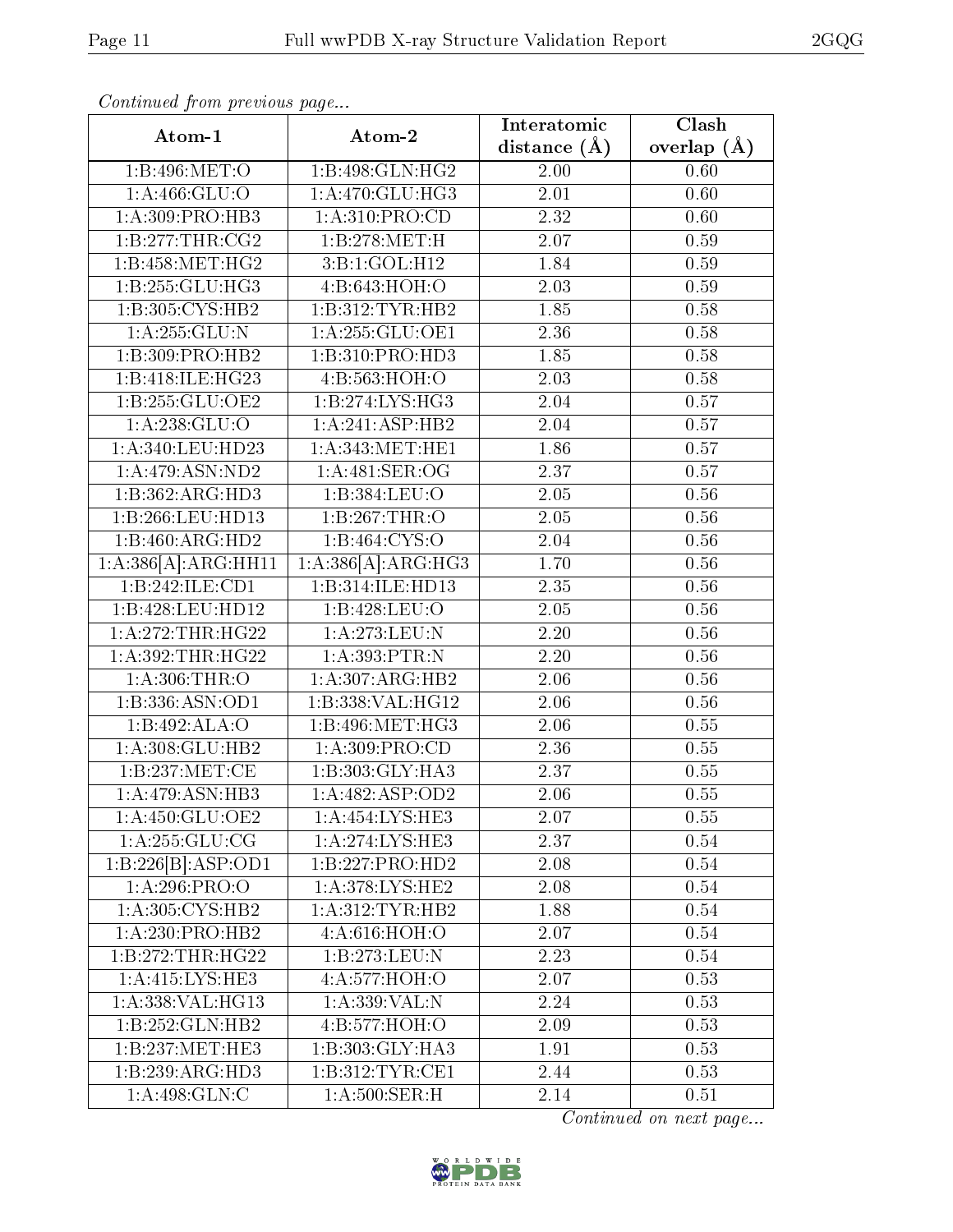*Continued from previous page...*

| Atom-1 | Atom-2 | Interatomic distance (Å) | Clash overlap (Å) |
| --- | --- | --- | --- |
| 1:B:496:MET:O | 1:B:498:GLN:HG2 | 2.00 | 0.60 |
| 1:A:466:GLU:O | 1:A:470:GLU:HG3 | 2.01 | 0.60 |
| 1:A:309:PRO:HB3 | 1:A:310:PRO:CD | 2.32 | 0.60 |
| 1:B:277:THR:CG2 | 1:B:278:MET:H | 2.07 | 0.59 |
| 1:B:458:MET:HG2 | 3:B:1:GOL:H12 | 1.84 | 0.59 |
| 1:B:255:GLU:HG3 | 4:B:643:HOH:O | 2.03 | 0.59 |
| 1:B:305:CYS:HB2 | 1:B:312:TYR:HB2 | 1.85 | 0.58 |
| 1:A:255:GLU:N | 1:A:255:GLU:OE1 | 2.36 | 0.58 |
| 1:B:309:PRO:HB2 | 1:B:310:PRO:HD3 | 1.85 | 0.58 |
| 1:B:418:ILE:HG23 | 4:B:563:HOH:O | 2.03 | 0.58 |
| 1:B:255:GLU:OE2 | 1:B:274:LYS:HG3 | 2.04 | 0.57 |
| 1:A:238:GLU:O | 1:A:241:ASP:HB2 | 2.04 | 0.57 |
| 1:A:340:LEU:HD23 | 1:A:343:MET:HE1 | 1.86 | 0.57 |
| 1:A:479:ASN:ND2 | 1:A:481:SER:OG | 2.37 | 0.57 |
| 1:B:362:ARG:HD3 | 1:B:384:LEU:O | 2.05 | 0.56 |
| 1:B:266:LEU:HD13 | 1:B:267:THR:O | 2.05 | 0.56 |
| 1:B:460:ARG:HD2 | 1:B:464:CYS:O | 2.04 | 0.56 |
| 1:A:386[A]:ARG:HH11 | 1:A:386[A]:ARG:HG3 | 1.70 | 0.56 |
| 1:B:242:ILE:CD1 | 1:B:314:ILE:HD13 | 2.35 | 0.56 |
| 1:B:428:LEU:HD12 | 1:B:428:LEU:O | 2.05 | 0.56 |
| 1:A:272:THR:HG22 | 1:A:273:LEU:N | 2.20 | 0.56 |
| 1:A:392:THR:HG22 | 1:A:393:PTR:N | 2.20 | 0.56 |
| 1:A:306:THR:O | 1:A:307:ARG:HB2 | 2.06 | 0.56 |
| 1:B:336:ASN:OD1 | 1:B:338:VAL:HG12 | 2.06 | 0.56 |
| 1:B:492:ALA:O | 1:B:496:MET:HG3 | 2.06 | 0.55 |
| 1:A:308:GLU:HB2 | 1:A:309:PRO:CD | 2.36 | 0.55 |
| 1:B:237:MET:CE | 1:B:303:GLY:HA3 | 2.37 | 0.55 |
| 1:A:479:ASN:HB3 | 1:A:482:ASP:OD2 | 2.06 | 0.55 |
| 1:A:450:GLU:OE2 | 1:A:454:LYS:HE3 | 2.07 | 0.55 |
| 1:A:255:GLU:CG | 1:A:274:LYS:HE3 | 2.37 | 0.54 |
| 1:B:226[B]:ASP:OD1 | 1:B:227:PRO:HD2 | 2.08 | 0.54 |
| 1:A:296:PRO:O | 1:A:378:LYS:HE2 | 2.08 | 0.54 |
| 1:A:305:CYS:HB2 | 1:A:312:TYR:HB2 | 1.88 | 0.54 |
| 1:A:230:PRO:HB2 | 4:A:616:HOH:O | 2.07 | 0.54 |
| 1:B:272:THR:HG22 | 1:B:273:LEU:N | 2.23 | 0.54 |
| 1:A:415:LYS:HE3 | 4:A:577:HOH:O | 2.07 | 0.53 |
| 1:A:338:VAL:HG13 | 1:A:339:VAL:N | 2.24 | 0.53 |
| 1:B:252:GLN:HB2 | 4:B:577:HOH:O | 2.09 | 0.53 |
| 1:B:237:MET:HE3 | 1:B:303:GLY:HA3 | 1.91 | 0.53 |
| 1:B:239:ARG:HD3 | 1:B:312:TYR:CE1 | 2.44 | 0.53 |
| 1:A:498:GLN:C | 1:A:500:SER:H | 2.14 | 0.51 |

*Continued on next page...*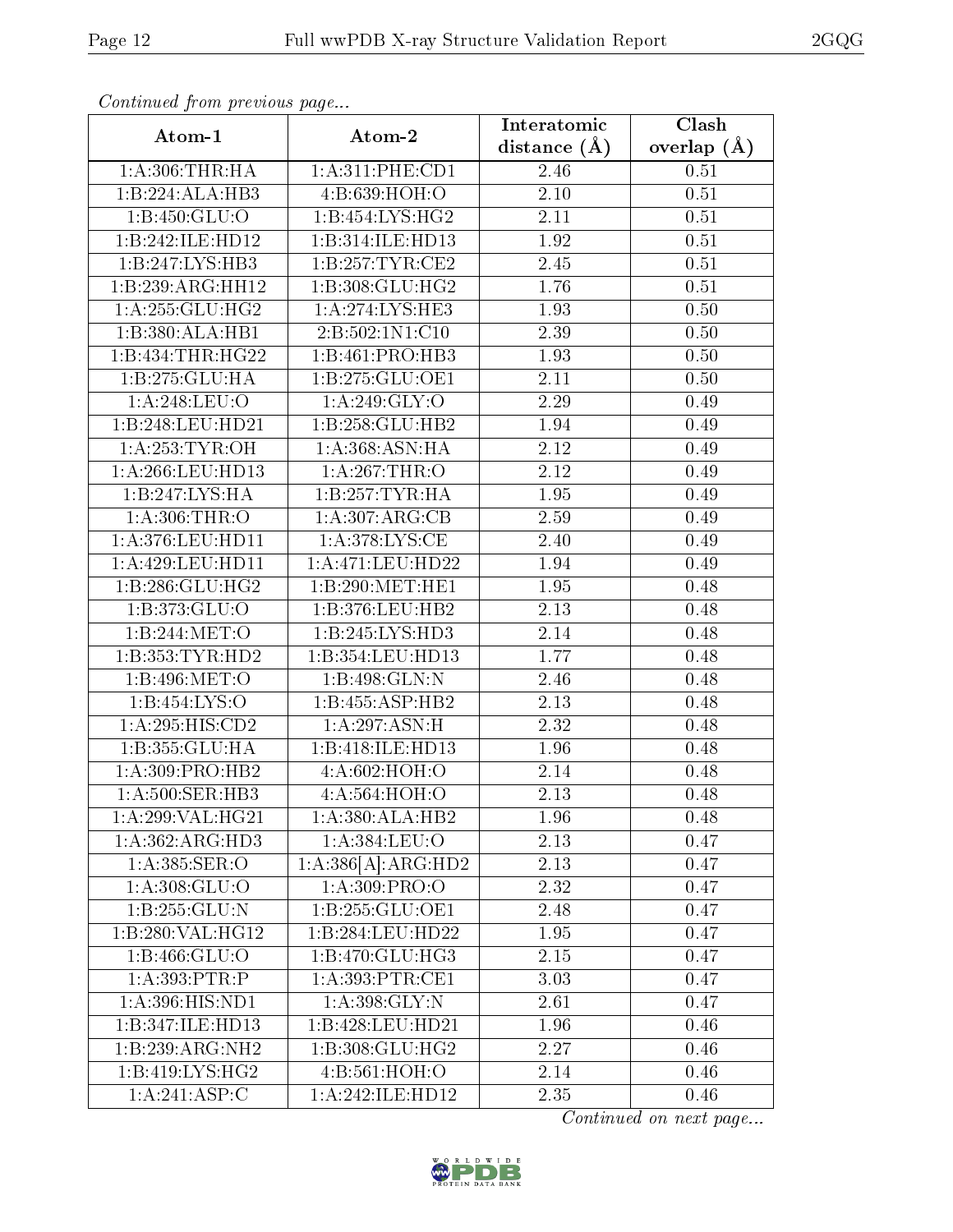*Continued from previous page...*

| Atom-1 | Atom-2 | Interatomic distance (Å) | Clash overlap (Å) |
| --- | --- | --- | --- |
| 1:A:306:THR:HA | 1:A:311:PHE:CD1 | 2.46 | 0.51 |
| 1:B:224:ALA:HB3 | 4:B:639:HOH:O | 2.10 | 0.51 |
| 1:B:450:GLU:O | 1:B:454:LYS:HG2 | 2.11 | 0.51 |
| 1:B:242:ILE:HD12 | 1:B:314:ILE:HD13 | 1.92 | 0.51 |
| 1:B:247:LYS:HB3 | 1:B:257:TYR:CE2 | 2.45 | 0.51 |
| 1:B:239:ARG:HH12 | 1:B:308:GLU:HG2 | 1.76 | 0.51 |
| 1:A:255:GLU:HG2 | 1:A:274:LYS:HE3 | 1.93 | 0.50 |
| 1:B:380:ALA:HB1 | 2:B:502:1N1:C10 | 2.39 | 0.50 |
| 1:B:434:THR:HG22 | 1:B:461:PRO:HB3 | 1.93 | 0.50 |
| 1:B:275:GLU:HA | 1:B:275:GLU:OE1 | 2.11 | 0.50 |
| 1:A:248:LEU:O | 1:A:249:GLY:O | 2.29 | 0.49 |
| 1:B:248:LEU:HD21 | 1:B:258:GLU:HB2 | 1.94 | 0.49 |
| 1:A:253:TYR:OH | 1:A:368:ASN:HA | 2.12 | 0.49 |
| 1:A:266:LEU:HD13 | 1:A:267:THR:O | 2.12 | 0.49 |
| 1:B:247:LYS:HA | 1:B:257:TYR:HA | 1.95 | 0.49 |
| 1:A:306:THR:O | 1:A:307:ARG:CB | 2.59 | 0.49 |
| 1:A:376:LEU:HD11 | 1:A:378:LYS:CE | 2.40 | 0.49 |
| 1:A:429:LEU:HD11 | 1:A:471:LEU:HD22 | 1.94 | 0.49 |
| 1:B:286:GLU:HG2 | 1:B:290:MET:HE1 | 1.95 | 0.48 |
| 1:B:373:GLU:O | 1:B:376:LEU:HB2 | 2.13 | 0.48 |
| 1:B:244:MET:O | 1:B:245:LYS:HD3 | 2.14 | 0.48 |
| 1:B:353:TYR:HD2 | 1:B:354:LEU:HD13 | 1.77 | 0.48 |
| 1:B:496:MET:O | 1:B:498:GLN:N | 2.46 | 0.48 |
| 1:B:454:LYS:O | 1:B:455:ASP:HB2 | 2.13 | 0.48 |
| 1:A:295:HIS:CD2 | 1:A:297:ASN:H | 2.32 | 0.48 |
| 1:B:355:GLU:HA | 1:B:418:ILE:HD13 | 1.96 | 0.48 |
| 1:A:309:PRO:HB2 | 4:A:602:HOH:O | 2.14 | 0.48 |
| 1:A:500:SER:HB3 | 4:A:564:HOH:O | 2.13 | 0.48 |
| 1:A:299:VAL:HG21 | 1:A:380:ALA:HB2 | 1.96 | 0.48 |
| 1:A:362:ARG:HD3 | 1:A:384:LEU:O | 2.13 | 0.47 |
| 1:A:385:SER:O | 1:A:386[A]:ARG:HD2 | 2.13 | 0.47 |
| 1:A:308:GLU:O | 1:A:309:PRO:O | 2.32 | 0.47 |
| 1:B:255:GLU:N | 1:B:255:GLU:OE1 | 2.48 | 0.47 |
| 1:B:280:VAL:HG12 | 1:B:284:LEU:HD22 | 1.95 | 0.47 |
| 1:B:466:GLU:O | 1:B:470:GLU:HG3 | 2.15 | 0.47 |
| 1:A:393:PTR:P | 1:A:393:PTR:CE1 | 3.03 | 0.47 |
| 1:A:396:HIS:ND1 | 1:A:398:GLY:N | 2.61 | 0.47 |
| 1:B:347:ILE:HD13 | 1:B:428:LEU:HD21 | 1.96 | 0.46 |
| 1:B:239:ARG:NH2 | 1:B:308:GLU:HG2 | 2.27 | 0.46 |
| 1:B:419:LYS:HG2 | 4:B:561:HOH:O | 2.14 | 0.46 |
| 1:A:241:ASP:C | 1:A:242:ILE:HD12 | 2.35 | 0.46 |

*Continued on next page...*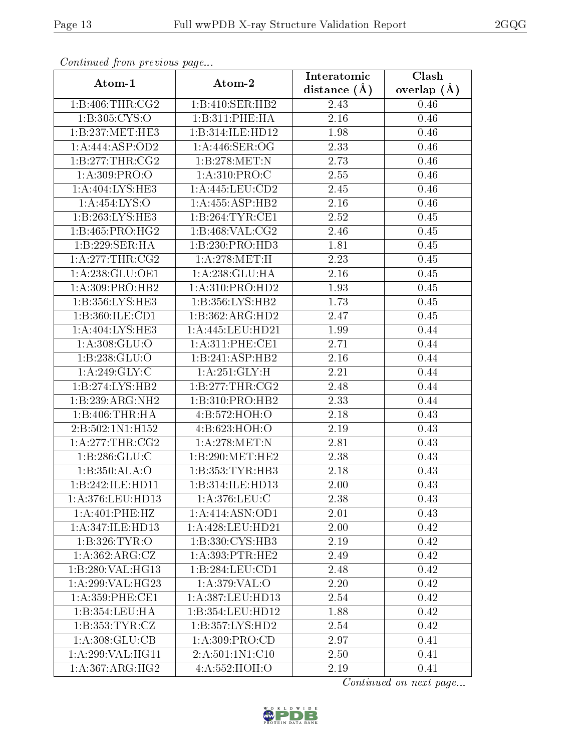*Continued from previous page...*

| Atom-1 | Atom-2 | Interatomic distance (Å) | Clash overlap (Å) |
|---|---|---|---|
| 1:B:406:THR:CG2 | 1:B:410:SER:HB2 | 2.43 | 0.46 |
| 1:B:305:CYS:O | 1:B:311:PHE:HA | 2.16 | 0.46 |
| 1:B:237:MET:HE3 | 1:B:314:ILE:HD12 | 1.98 | 0.46 |
| 1:A:444:ASP:OD2 | 1:A:446:SER:OG | 2.33 | 0.46 |
| 1:B:277:THR:CG2 | 1:B:278:MET:N | 2.73 | 0.46 |
| 1:A:309:PRO:O | 1:A:310:PRO:C | 2.55 | 0.46 |
| 1:A:404:LYS:HE3 | 1:A:445:LEU:CD2 | 2.45 | 0.46 |
| 1:A:454:LYS:O | 1:A:455:ASP:HB2 | 2.16 | 0.46 |
| 1:B:263:LYS:HE3 | 1:B:264:TYR:CE1 | 2.52 | 0.45 |
| 1:B:465:PRO:HG2 | 1:B:468:VAL:CG2 | 2.46 | 0.45 |
| 1:B:229:SER:HA | 1:B:230:PRO:HD3 | 1.81 | 0.45 |
| 1:A:277:THR:CG2 | 1:A:278:MET:H | 2.23 | 0.45 |
| 1:A:238:GLU:OE1 | 1:A:238:GLU:HA | 2.16 | 0.45 |
| 1:A:309:PRO:HB2 | 1:A:310:PRO:HD2 | 1.93 | 0.45 |
| 1:B:356:LYS:HE3 | 1:B:356:LYS:HB2 | 1.73 | 0.45 |
| 1:B:360:ILE:CD1 | 1:B:362:ARG:HD2 | 2.47 | 0.45 |
| 1:A:404:LYS:HE3 | 1:A:445:LEU:HD21 | 1.99 | 0.44 |
| 1:A:308:GLU:O | 1:A:311:PHE:CE1 | 2.71 | 0.44 |
| 1:B:238:GLU:O | 1:B:241:ASP:HB2 | 2.16 | 0.44 |
| 1:A:249:GLY:C | 1:A:251:GLY:H | 2.21 | 0.44 |
| 1:B:274:LYS:HB2 | 1:B:277:THR:CG2 | 2.48 | 0.44 |
| 1:B:239:ARG:NH2 | 1:B:310:PRO:HB2 | 2.33 | 0.44 |
| 1:B:406:THR:HA | 4:B:572:HOH:O | 2.18 | 0.43 |
| 2:B:502:1N1:H152 | 4:B:623:HOH:O | 2.19 | 0.43 |
| 1:A:277:THR:CG2 | 1:A:278:MET:N | 2.81 | 0.43 |
| 1:B:286:GLU:C | 1:B:290:MET:HE2 | 2.38 | 0.43 |
| 1:B:350:ALA:O | 1:B:353:TYR:HB3 | 2.18 | 0.43 |
| 1:B:242:ILE:HD11 | 1:B:314:ILE:HD13 | 2.00 | 0.43 |
| 1:A:376:LEU:HD13 | 1:A:376:LEU:C | 2.38 | 0.43 |
| 1:A:401:PHE:HZ | 1:A:414:ASN:OD1 | 2.01 | 0.43 |
| 1:A:347:ILE:HD13 | 1:A:428:LEU:HD21 | 2.00 | 0.42 |
| 1:B:326:TYR:O | 1:B:330:CYS:HB3 | 2.19 | 0.42 |
| 1:A:362:ARG:CZ | 1:A:393:PTR:HE2 | 2.49 | 0.42 |
| 1:B:280:VAL:HG13 | 1:B:284:LEU:CD1 | 2.48 | 0.42 |
| 1:A:299:VAL:HG23 | 1:A:379:VAL:O | 2.20 | 0.42 |
| 1:A:359:PHE:CE1 | 1:A:387:LEU:HD13 | 2.54 | 0.42 |
| 1:B:354:LEU:HA | 1:B:354:LEU:HD12 | 1.88 | 0.42 |
| 1:B:353:TYR:CZ | 1:B:357:LYS:HD2 | 2.54 | 0.42 |
| 1:A:308:GLU:CB | 1:A:309:PRO:CD | 2.97 | 0.41 |
| 1:A:299:VAL:HG11 | 2:A:501:1N1:C10 | 2.50 | 0.41 |
| 1:A:367:ARG:HG2 | 4:A:552:HOH:O | 2.19 | 0.41 |

*Continued on next page...*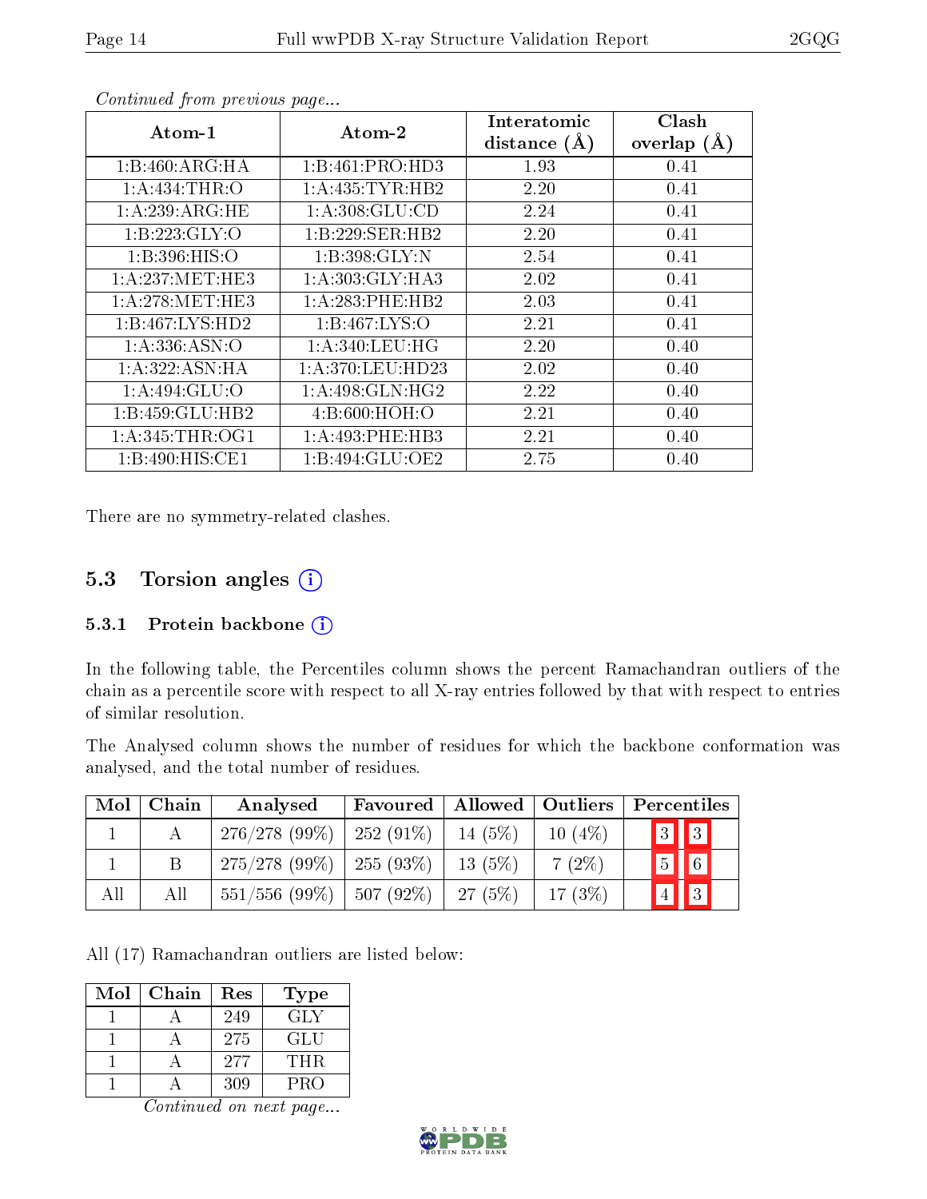*Continued from previous page...*

| Atom-1 | Atom-2 | Interatomic distance (Å) | Clash overlap (Å) |
|---|---|---|---|
| 1:B:460:ARG:HA | 1:B:461:PRO:HD3 | 1.93 | 0.41 |
| 1:A:434:THR:O | 1:A:435:TYR:HB2 | 2.20 | 0.41 |
| 1:A:239:ARG:HE | 1:A:308:GLU:CD | 2.24 | 0.41 |
| 1:B:223:GLY:O | 1:B:229:SER:HB2 | 2.20 | 0.41 |
| 1:B:396:HIS:O | 1:B:398:GLY:N | 2.54 | 0.41 |
| 1:A:237:MET:HE3 | 1:A:303:GLY:HA3 | 2.02 | 0.41 |
| 1:A:278:MET:HE3 | 1:A:283:PHE:HB2 | 2.03 | 0.41 |
| 1:B:467:LYS:HD2 | 1:B:467:LYS:O | 2.21 | 0.41 |
| 1:A:336:ASN:O | 1:A:340:LEU:HG | 2.20 | 0.40 |
| 1:A:322:ASN:HA | 1:A:370:LEU:HD23 | 2.02 | 0.40 |
| 1:A:494:GLU:O | 1:A:498:GLN:HG2 | 2.22 | 0.40 |
| 1:B:459:GLU:HB2 | 4:B:600:HOH:O | 2.21 | 0.40 |
| 1:A:345:THR:OG1 | 1:A:493:PHE:HB3 | 2.21 | 0.40 |
| 1:B:490:HIS:CE1 | 1:B:494:GLU:OE2 | 2.75 | 0.40 |

There are no symmetry-related clashes.

## 5.3 Torsion angles (i)

### 5.3.1 Protein backbone (i)

In the following table, the Percentiles column shows the percent Ramachandran outliers of the chain as a percentile score with respect to all X-ray entries followed by that with respect to entries of similar resolution.

The Analysed column shows the number of residues for which the backbone conformation was analysed, and the total number of residues.

| Mol | Chain | Analysed | Favoured | Allowed | Outliers | Percentiles | |
|---|---|---|---|---|---|---|---|
| 1 | A | 276/278 (99%) | 252 (91%) | 14 (5%) | 10 (4%) | 3 | 3 |
| 1 | B | 275/278 (99%) | 255 (93%) | 13 (5%) | 7 (2%) | 5 | 6 |
| All | All | 551/556 (99%) | 507 (92%) | 27 (5%) | 17 (3%) | 4 | 3 |

All (17) Ramachandran outliers are listed below:

| Mol | Chain | Res | Type |
|---|---|---|---|
| 1 | A | 249 | GLY |
| 1 | A | 275 | GLU |
| 1 | A | 277 | THR |
| 1 | A | 309 | PRO |

*Continued on next page...*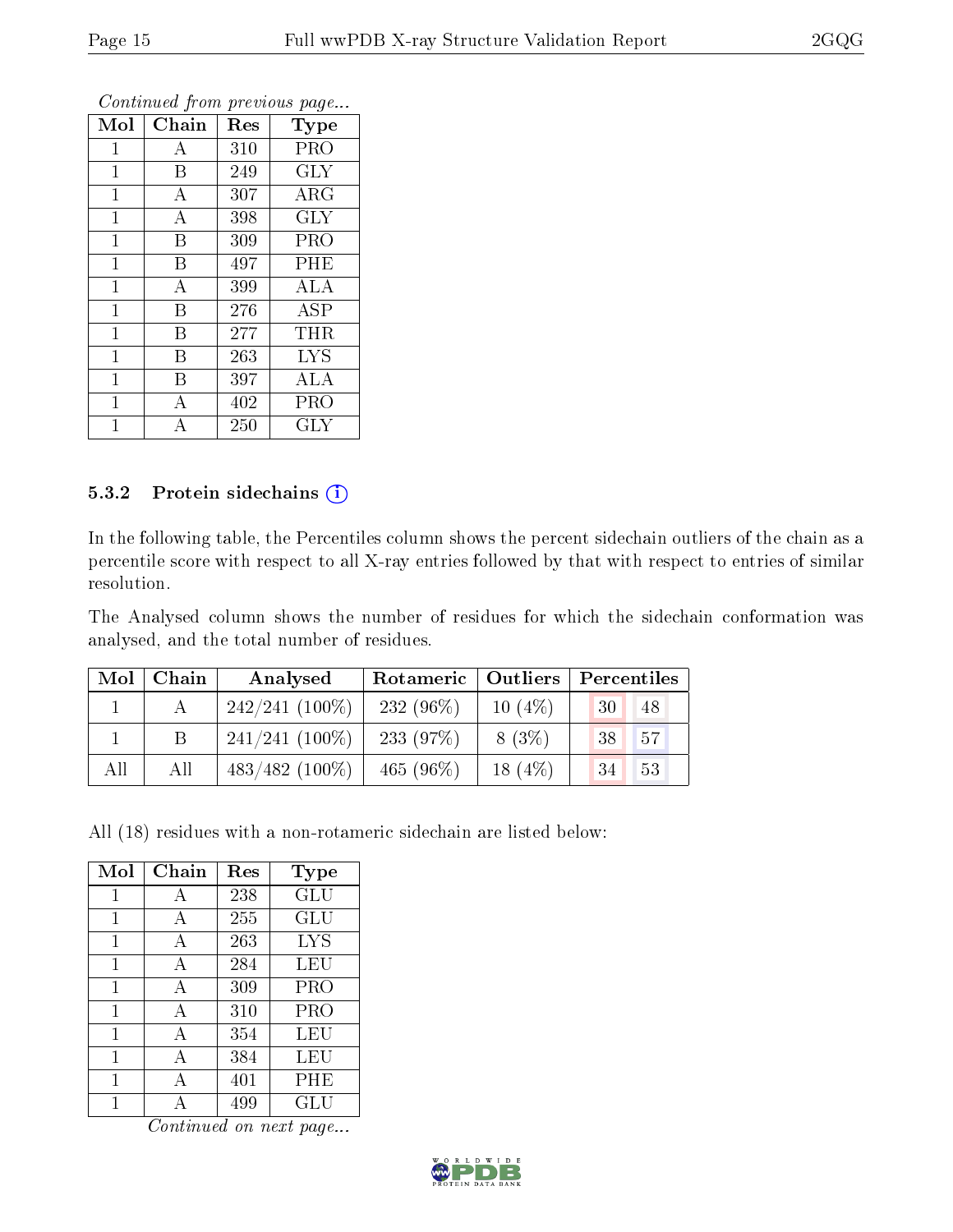*Continued from previous page...*

| Mol | Chain | Res | Type |
|---|---|---|---|
| 1 | A | 310 | PRO |
| 1 | B | 249 | GLY |
| 1 | A | 307 | ARG |
| 1 | A | 398 | GLY |
| 1 | B | 309 | PRO |
| 1 | B | 497 | PHE |
| 1 | A | 399 | ALA |
| 1 | B | 276 | ASP |
| 1 | B | 277 | THR |
| 1 | B | 263 | LYS |
| 1 | B | 397 | ALA |
| 1 | A | 402 | PRO |
| 1 | A | 250 | GLY |

### 5.3.2 Protein sidechains

In the following table, the Percentiles column shows the percent sidechain outliers of the chain as a percentile score with respect to all X-ray entries followed by that with respect to entries of similar resolution.

The Analysed column shows the number of residues for which the sidechain conformation was analysed, and the total number of residues.

| Mol | Chain | Analysed | Rotameric | Outliers | Percentiles | |
|---|---|---|---|---|---|---|
| 1 | A | 242/241 (100%) | 232 (96%) | 10 (4%) | 30 | 48 |
| 1 | B | 241/241 (100%) | 233 (97%) | 8 (3%) | 38 | 57 |
| All | All | 483/482 (100%) | 465 (96%) | 18 (4%) | 34 | 53 |

All (18) residues with a non-rotameric sidechain are listed below:

| Mol | Chain | Res | Type |
|---|---|---|---|
| 1 | A | 238 | GLU |
| 1 | A | 255 | GLU |
| 1 | A | 263 | LYS |
| 1 | A | 284 | LEU |
| 1 | A | 309 | PRO |
| 1 | A | 310 | PRO |
| 1 | A | 354 | LEU |
| 1 | A | 384 | LEU |
| 1 | A | 401 | PHE |
| 1 | A | 499 | GLU |

*Continued on next page...*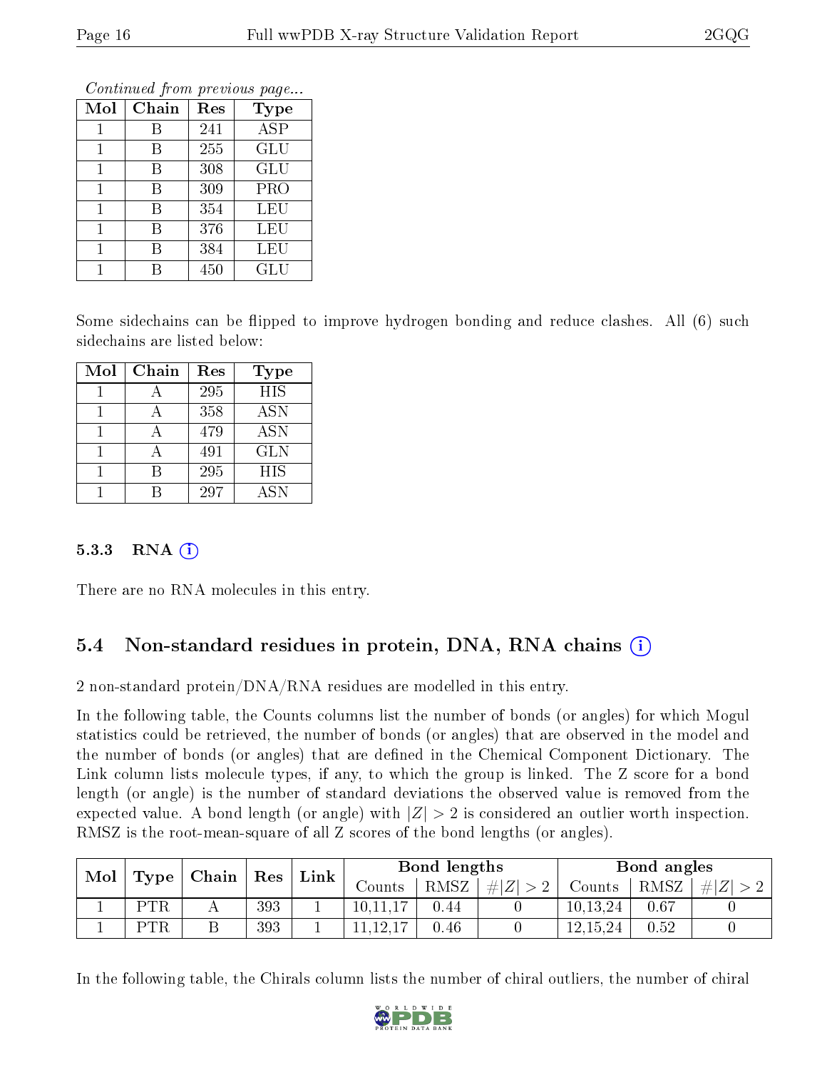*Continued from previous page...*

| Mol | Chain | Res | Type |
|---|---|---|---|
| 1 | B | 241 | ASP |
| 1 | B | 255 | GLU |
| 1 | B | 308 | GLU |
| 1 | B | 309 | PRO |
| 1 | B | 354 | LEU |
| 1 | B | 376 | LEU |
| 1 | B | 384 | LEU |
| 1 | B | 450 | GLU |

Some sidechains can be flipped to improve hydrogen bonding and reduce clashes. All (6) such sidechains are listed below:

| Mol | Chain | Res | Type |
|---|---|---|---|
| 1 | A | 295 | HIS |
| 1 | A | 358 | ASN |
| 1 | A | 479 | ASN |
| 1 | A | 491 | GLN |
| 1 | B | 295 | HIS |
| 1 | B | 297 | ASN |

#### 5.3.3 RNA

There are no RNA molecules in this entry.

### 5.4 Non-standard residues in protein, DNA, RNA chains

2 non-standard protein/DNA/RNA residues are modelled in this entry.

In the following table, the Counts columns list the number of bonds (or angles) for which Mogul statistics could be retrieved, the number of bonds (or angles) that are observed in the model and the number of bonds (or angles) that are defined in the Chemical Component Dictionary. The Link column lists molecule types, if any, to which the group is linked. The Z score for a bond length (or angle) is the number of standard deviations the observed value is removed from the expected value. A bond length (or angle) with $|Z| > 2$ is considered an outlier worth inspection. RMSZ is the root-mean-square of all Z scores of the bond lengths (or angles).

| Mol | Type | Chain | Res | Link | Bond lengths | | | Bond angles | | |
|---|---|---|---|---|---|---|---|---|---|---|
| | | | | | Counts | RMSZ | $\#\|Z\| > 2$ | Counts | RMSZ | $\#\|Z\| > 2$ |
| 1 | PTR | A | 393 | 1 | 10,11,17 | 0.44 | 0 | 10,13,24 | 0.67 | 0 |
| 1 | PTR | B | 393 | 1 | 11,12,17 | 0.46 | 0 | 12,15,24 | 0.52 | 0 |

In the following table, the Chirals column lists the number of chiral outliers, the number of chiral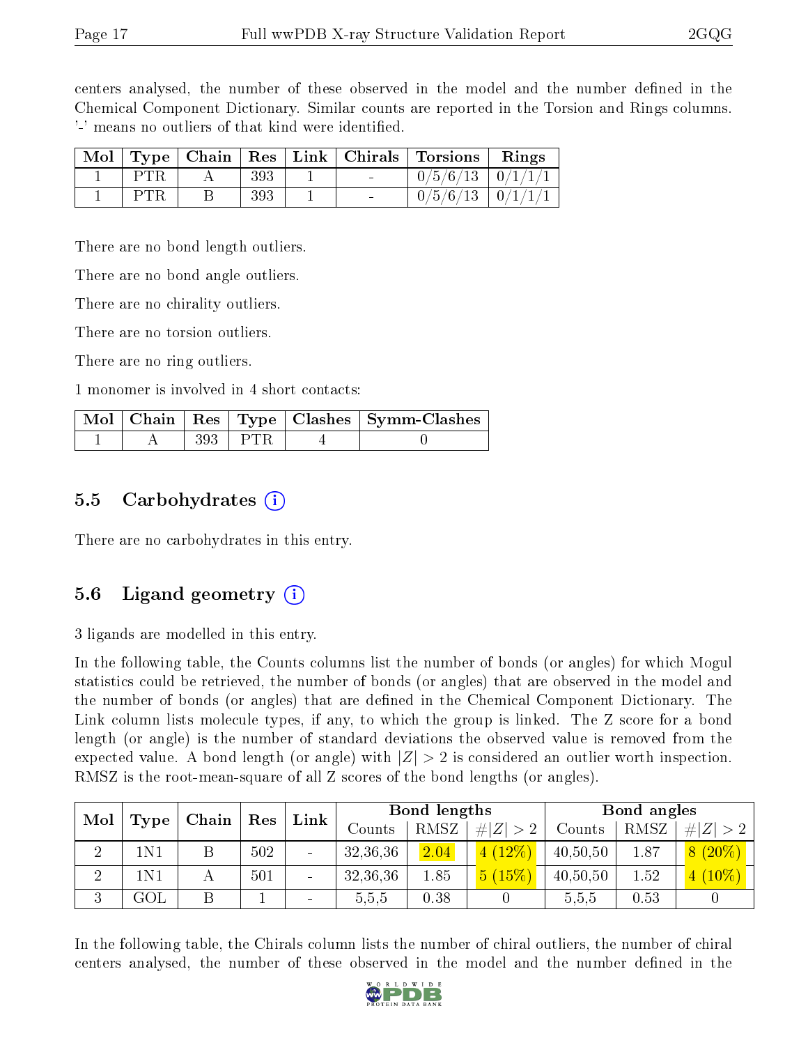centers analysed, the number of these observed in the model and the number defined in the Chemical Component Dictionary. Similar counts are reported in the Torsion and Rings columns. '-' means no outliers of that kind were identified.

| Mol | Type | Chain | Res | Link | Chirals | Torsions | Rings |
|---|---|---|---|---|---|---|---|
| 1 | PTR | A | 393 | 1 | - | 0/5/6/13 | 0/1/1/1 |
| 1 | PTR | B | 393 | 1 | - | 0/5/6/13 | 0/1/1/1 |

There are no bond length outliers.

There are no bond angle outliers.

There are no chirality outliers.

There are no torsion outliers.

There are no ring outliers.

1 monomer is involved in 4 short contacts:

| Mol | Chain | Res | Type | Clashes | Symm-Clashes |
|---|---|---|---|---|---|
| 1 | A | 393 | PTR | 4 | 0 |

## 5.5 Carbohydrates

There are no carbohydrates in this entry.

## 5.6 Ligand geometry

3 ligands are modelled in this entry.

In the following table, the Counts columns list the number of bonds (or angles) for which Mogul statistics could be retrieved, the number of bonds (or angles) that are observed in the model and the number of bonds (or angles) that are defined in the Chemical Component Dictionary. The Link column lists molecule types, if any, to which the group is linked. The Z score for a bond length (or angle) is the number of standard deviations the observed value is removed from the expected value. A bond length (or angle) with $|Z| > 2$ is considered an outlier worth inspection. RMSZ is the root-mean-square of all Z scores of the bond lengths (or angles).

| Mol | Type | Chain | Res | Link | Bond lengths | | | Bond angles | | |
|---|---|---|---|---|---|---|---|---|---|---|
| | | | | | Counts | RMSZ | $\#\|Z\| > 2$ | Counts | RMSZ | $\#\|Z\| > 2$ |
| 2 | 1N1 | B | 502 | - | 32,36,36 | 2.04 | 4 (12%) | 40,50,50 | 1.87 | 8 (20%) |
| 2 | 1N1 | A | 501 | - | 32,36,36 | 1.85 | 5 (15%) | 40,50,50 | 1.52 | 4 (10%) |
| 3 | GOL | B | 1 | - | 5,5,5 | 0.38 | 0 | 5,5,5 | 0.53 | 0 |

In the following table, the Chirals column lists the number of chiral outliers, the number of chiral centers analysed, the number of these observed in the model and the number defined in the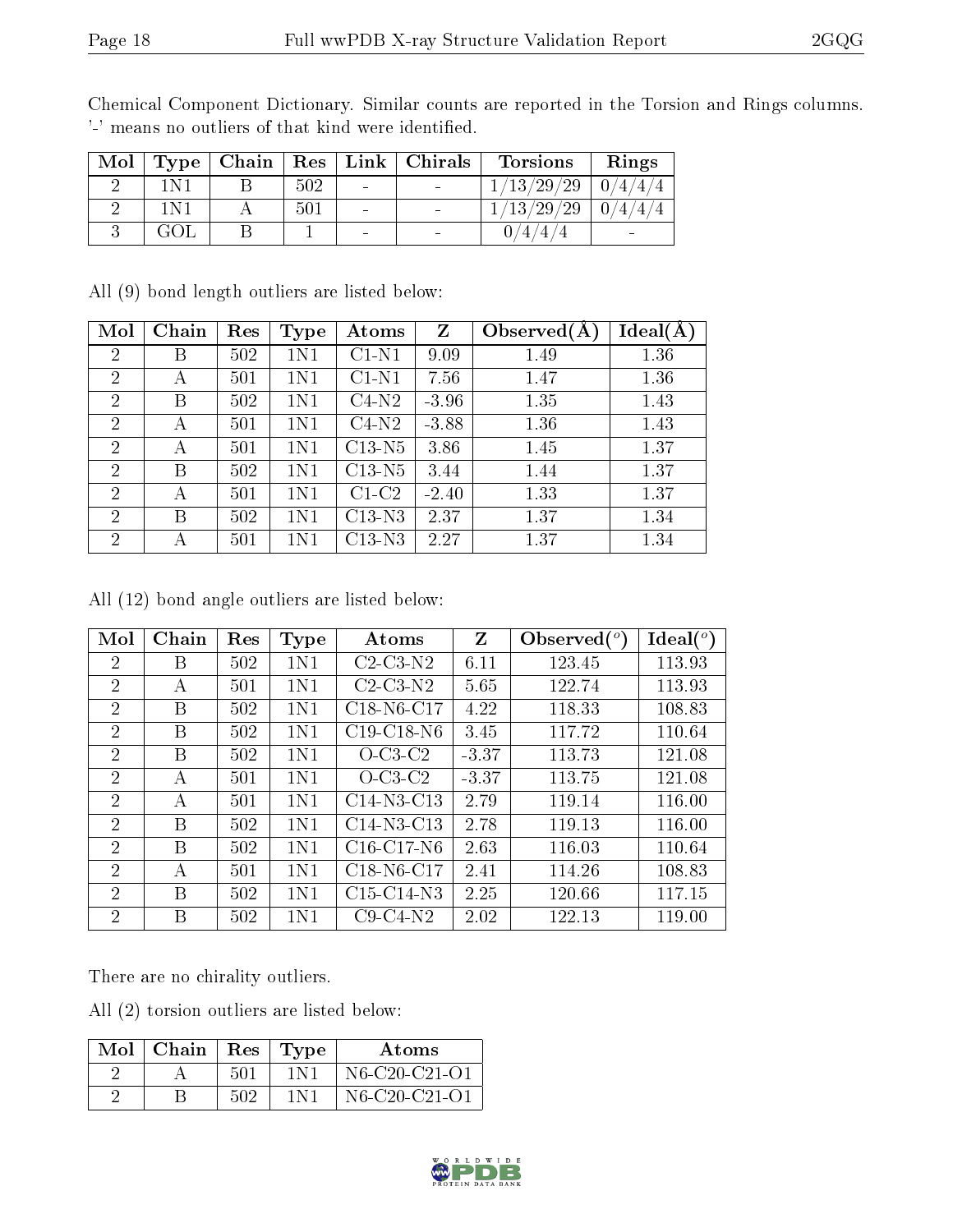Chemical Component Dictionary. Similar counts are reported in the Torsion and Rings columns. '-' means no outliers of that kind were identified.

| Mol | Type | Chain | Res | Link | Chirals | Torsions | Rings |
|---|---|---|---|---|---|---|---|
| 2 | 1N1 | B | 502 | - | - | 1/13/29/29 | 0/4/4/4 |
| 2 | 1N1 | A | 501 | - | - | 1/13/29/29 | 0/4/4/4 |
| 3 | GOL | B | 1 | - | - | 0/4/4/4 | - |

All (9) bond length outliers are listed below:

| Mol | Chain | Res | Type | Atoms | Z | Observed(Å) | Ideal(Å) |
|---|---|---|---|---|---|---|---|
| 2 | B | 502 | 1N1 | C1-N1 | 9.09 | 1.49 | 1.36 |
| 2 | A | 501 | 1N1 | C1-N1 | 7.56 | 1.47 | 1.36 |
| 2 | B | 502 | 1N1 | C4-N2 | -3.96 | 1.35 | 1.43 |
| 2 | A | 501 | 1N1 | C4-N2 | -3.88 | 1.36 | 1.43 |
| 2 | A | 501 | 1N1 | C13-N5 | 3.86 | 1.45 | 1.37 |
| 2 | B | 502 | 1N1 | C13-N5 | 3.44 | 1.44 | 1.37 |
| 2 | A | 501 | 1N1 | C1-C2 | -2.40 | 1.33 | 1.37 |
| 2 | B | 502 | 1N1 | C13-N3 | 2.37 | 1.37 | 1.34 |
| 2 | A | 501 | 1N1 | C13-N3 | 2.27 | 1.37 | 1.34 |

All (12) bond angle outliers are listed below:

| Mol | Chain | Res | Type | Atoms | Z | Observed(°) | Ideal(°) |
|---|---|---|---|---|---|---|---|
| 2 | B | 502 | 1N1 | C2-C3-N2 | 6.11 | 123.45 | 113.93 |
| 2 | A | 501 | 1N1 | C2-C3-N2 | 5.65 | 122.74 | 113.93 |
| 2 | B | 502 | 1N1 | C18-N6-C17 | 4.22 | 118.33 | 108.83 |
| 2 | B | 502 | 1N1 | C19-C18-N6 | 3.45 | 117.72 | 110.64 |
| 2 | B | 502 | 1N1 | O-C3-C2 | -3.37 | 113.73 | 121.08 |
| 2 | A | 501 | 1N1 | O-C3-C2 | -3.37 | 113.75 | 121.08 |
| 2 | A | 501 | 1N1 | C14-N3-C13 | 2.79 | 119.14 | 116.00 |
| 2 | B | 502 | 1N1 | C14-N3-C13 | 2.78 | 119.13 | 116.00 |
| 2 | B | 502 | 1N1 | C16-C17-N6 | 2.63 | 116.03 | 110.64 |
| 2 | A | 501 | 1N1 | C18-N6-C17 | 2.41 | 114.26 | 108.83 |
| 2 | B | 502 | 1N1 | C15-C14-N3 | 2.25 | 120.66 | 117.15 |
| 2 | B | 502 | 1N1 | C9-C4-N2 | 2.02 | 122.13 | 119.00 |

There are no chirality outliers.

All (2) torsion outliers are listed below:

| Mol | Chain | Res | Type | Atoms |
|---|---|---|---|---|
| 2 | A | 501 | 1N1 | N6-C20-C21-O1 |
| 2 | B | 502 | 1N1 | N6-C20-C21-O1 |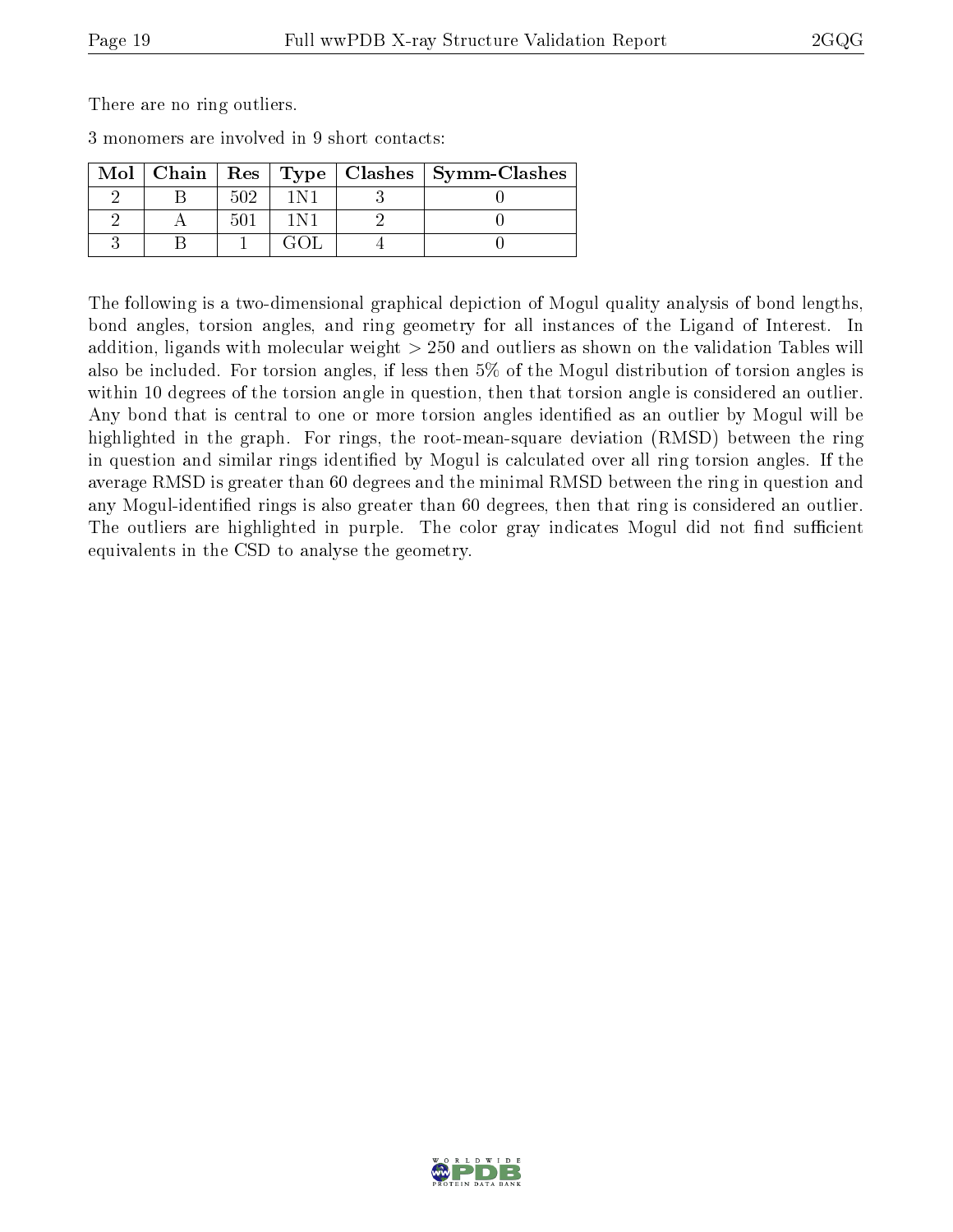There are no ring outliers.

3 monomers are involved in 9 short contacts:

| Mol | Chain | Res | Type | Clashes | Symm-Clashes |
|---|---|---|---|---|---|
| 2 | B | 502 | 1N1 | 3 | 0 |
| 2 | A | 501 | 1N1 | 2 | 0 |
| 3 | B | 1 | GOL | 4 | 0 |

The following is a two-dimensional graphical depiction of Mogul quality analysis of bond lengths, bond angles, torsion angles, and ring geometry for all instances of the Ligand of Interest. In addition, ligands with molecular weight > 250 and outliers as shown on the validation Tables will also be included. For torsion angles, if less then 5% of the Mogul distribution of torsion angles is within 10 degrees of the torsion angle in question, then that torsion angle is considered an outlier. Any bond that is central to one or more torsion angles identified as an outlier by Mogul will be highlighted in the graph. For rings, the root-mean-square deviation (RMSD) between the ring in question and similar rings identified by Mogul is calculated over all ring torsion angles. If the average RMSD is greater than 60 degrees and the minimal RMSD between the ring in question and any Mogul-identified rings is also greater than 60 degrees, then that ring is considered an outlier. The outliers are highlighted in purple. The color gray indicates Mogul did not find sufficient equivalents in the CSD to analyse the geometry.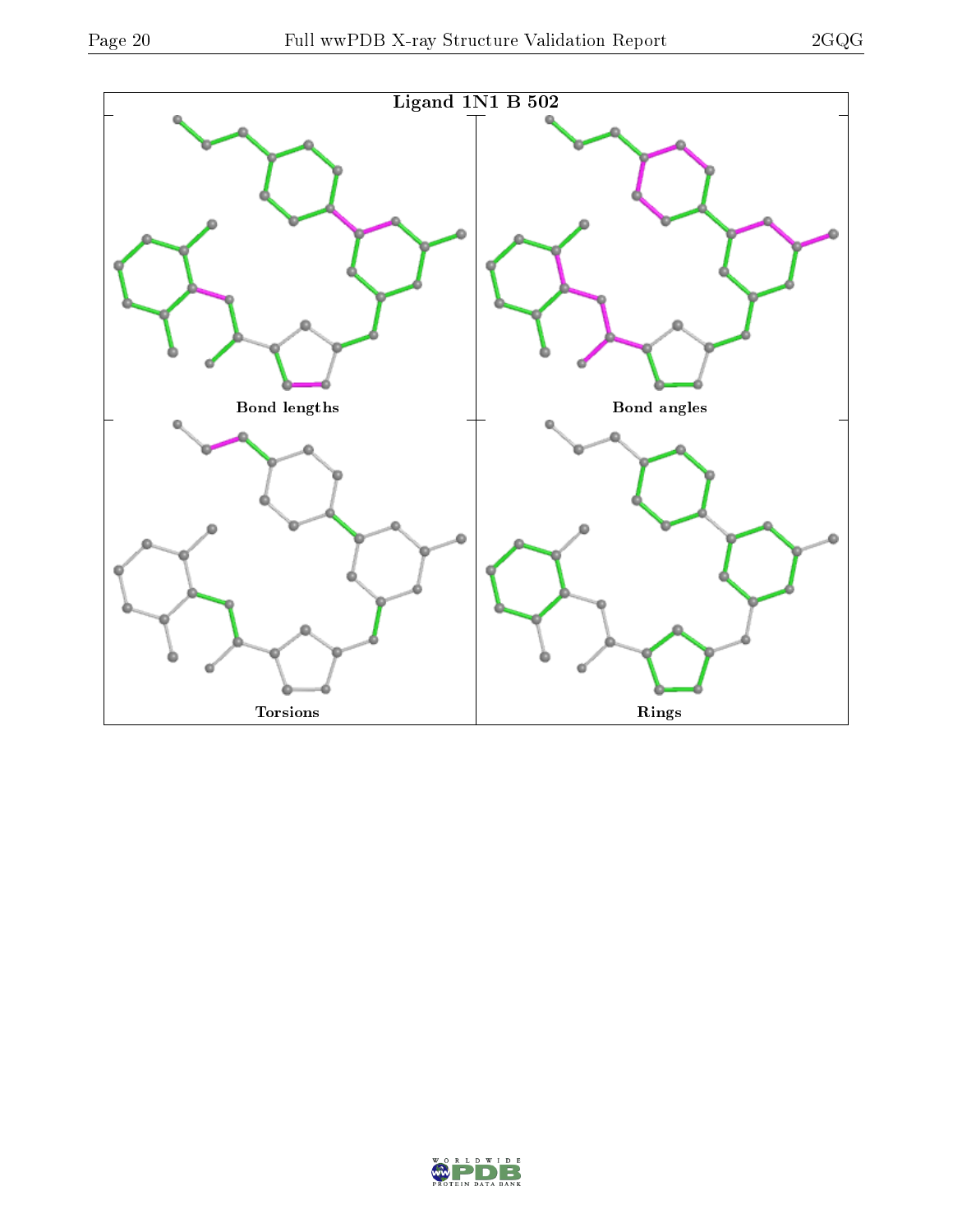Ligand 1N1 B 502

Bond lengths

Bond angles

Torsions

Rings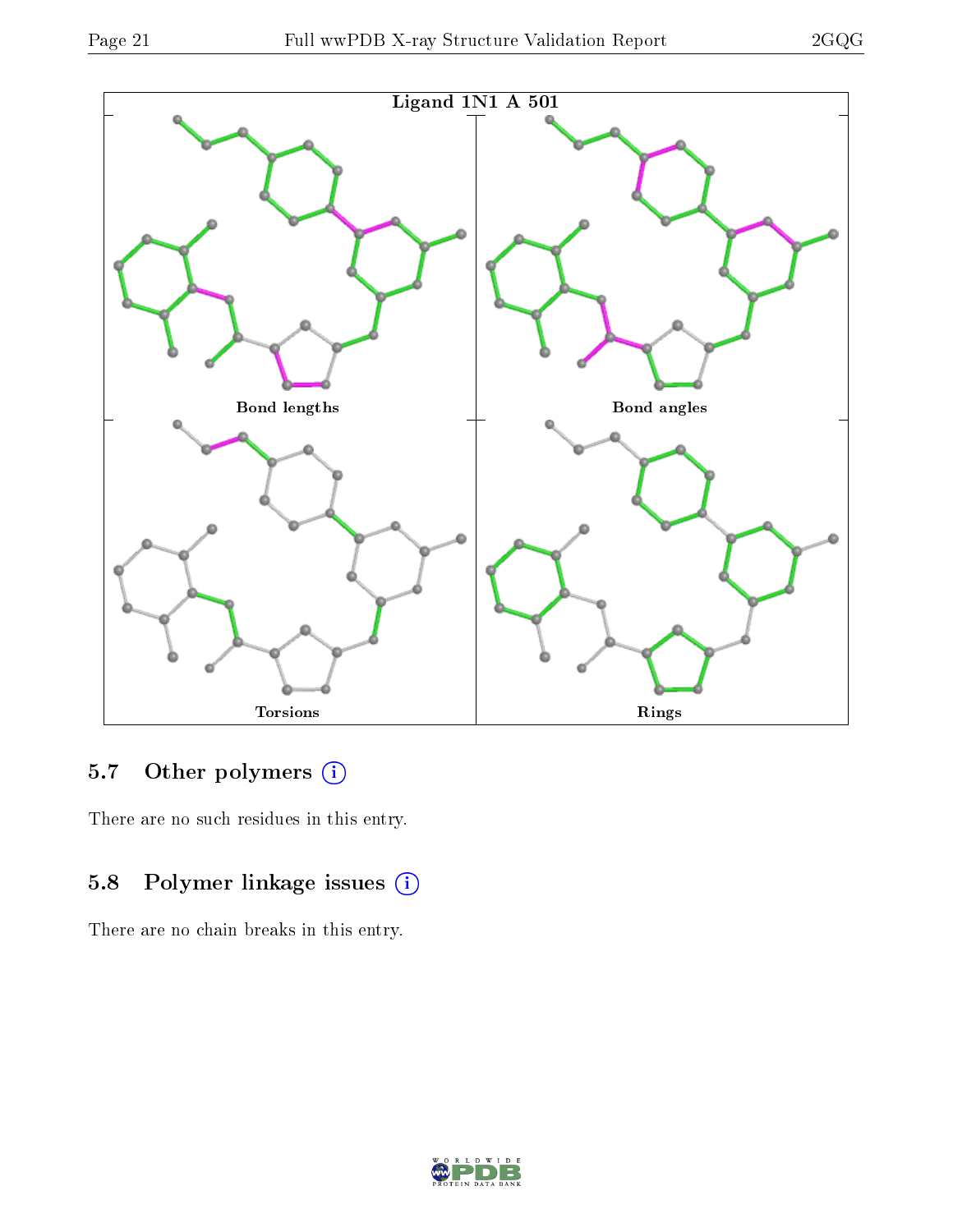Ligand 1N1 A 501

Bond lengths

Bond angles

Torsions

Rings

## 5.7 Other polymers

There are no such residues in this entry.

## 5.8 Polymer linkage issues

There are no chain breaks in this entry.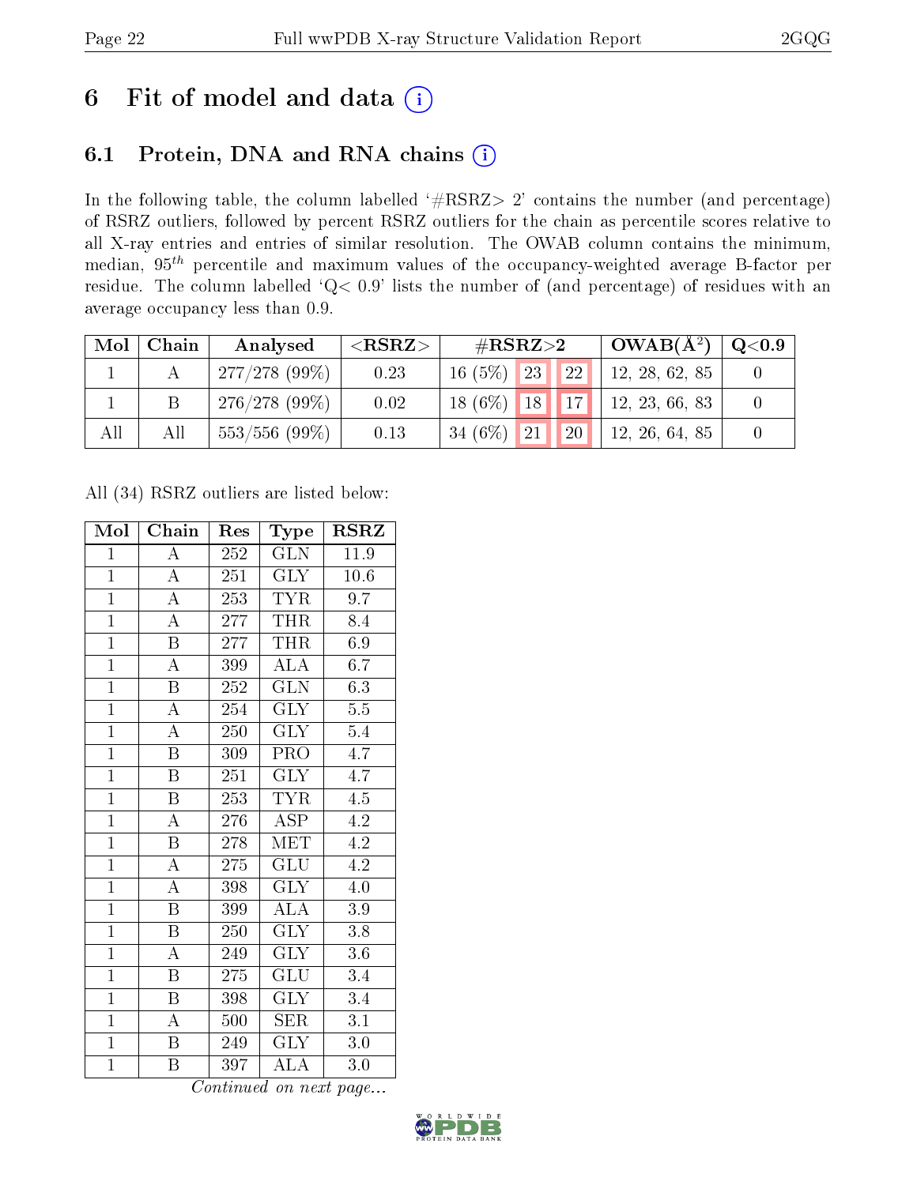# 6 Fit of model and data

## 6.1 Protein, DNA and RNA chains

In the following table, the column labelled '#RSRZ> 2' contains the number (and percentage) of RSRZ outliers, followed by percent RSRZ outliers for the chain as percentile scores relative to all X-ray entries and entries of similar resolution. The OWAB column contains the minimum, median, $95^{th}$ percentile and maximum values of the occupancy-weighted average B-factor per residue. The column labelled 'Q< 0.9' lists the number of (and percentage) of residues with an average occupancy less than 0.9.

| Mol | Chain | Analysed | <RSRZ> | #RSRZ>2 | | | OWAB(Å$^2$) | Q<0.9 |
|---|---|---|---|---|---|---|---|---|
| 1 | A | 277/278 (99%) | 0.23 | 16 (5%) | 23 | 22 | 12, 28, 62, 85 | 0 |
| 1 | B | 276/278 (99%) | 0.02 | 18 (6%) | 18 | 17 | 12, 23, 66, 83 | 0 |
| All | All | 553/556 (99%) | 0.13 | 34 (6%) | 21 | 20 | 12, 26, 64, 85 | 0 |

All (34) RSRZ outliers are listed below:

| Mol | Chain | Res | Type | RSRZ |
|---|---|---|---|---|
| 1 | A | 252 | GLN | 11.9 |
| 1 | A | 251 | GLY | 10.6 |
| 1 | A | 253 | TYR | 9.7 |
| 1 | A | 277 | THR | 8.4 |
| 1 | B | 277 | THR | 6.9 |
| 1 | A | 399 | ALA | 6.7 |
| 1 | B | 252 | GLN | 6.3 |
| 1 | A | 254 | GLY | 5.5 |
| 1 | A | 250 | GLY | 5.4 |
| 1 | B | 309 | PRO | 4.7 |
| 1 | B | 251 | GLY | 4.7 |
| 1 | B | 253 | TYR | 4.5 |
| 1 | A | 276 | ASP | 4.2 |
| 1 | B | 278 | MET | 4.2 |
| 1 | A | 275 | GLU | 4.2 |
| 1 | A | 398 | GLY | 4.0 |
| 1 | B | 399 | ALA | 3.9 |
| 1 | B | 250 | GLY | 3.8 |
| 1 | A | 249 | GLY | 3.6 |
| 1 | B | 275 | GLU | 3.4 |
| 1 | B | 398 | GLY | 3.4 |
| 1 | A | 500 | SER | 3.1 |
| 1 | B | 249 | GLY | 3.0 |
| 1 | B | 397 | ALA | 3.0 |

*Continued on next page...*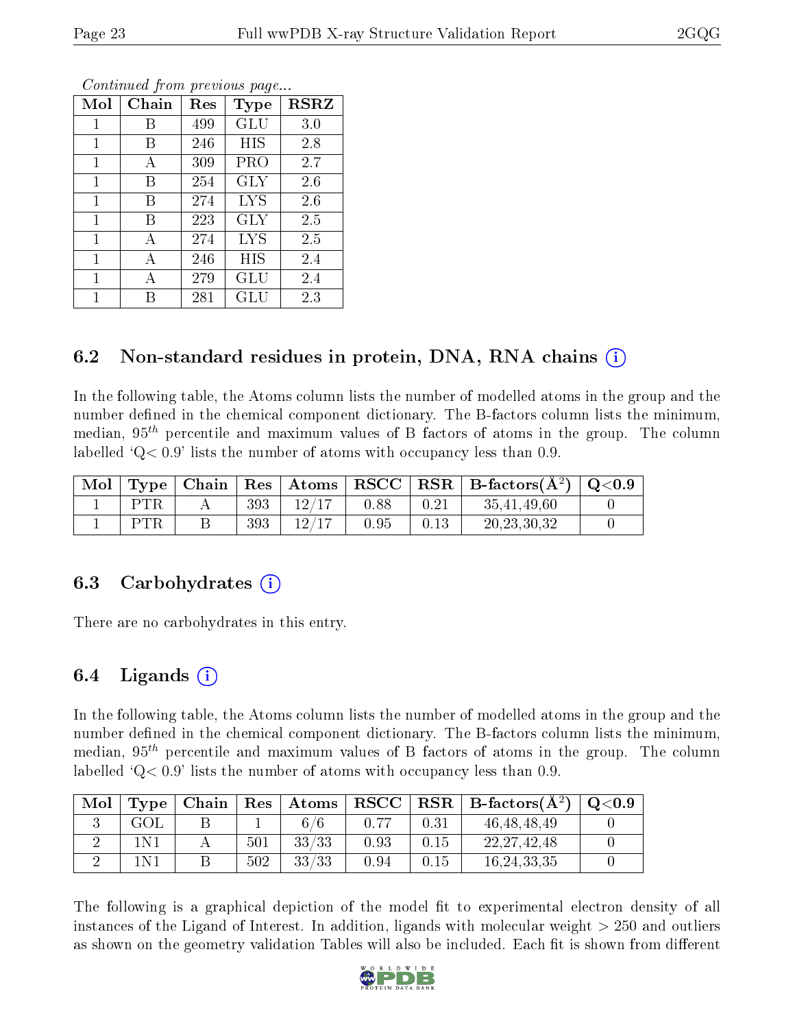*Continued from previous page...*

| Mol | Chain | Res | Type | RSRZ |
|---|---|---|---|---|
| 1 | B | 499 | GLU | 3.0 |
| 1 | B | 246 | HIS | 2.8 |
| 1 | A | 309 | PRO | 2.7 |
| 1 | B | 254 | GLY | 2.6 |
| 1 | B | 274 | LYS | 2.6 |
| 1 | B | 223 | GLY | 2.5 |
| 1 | A | 274 | LYS | 2.5 |
| 1 | A | 246 | HIS | 2.4 |
| 1 | A | 279 | GLU | 2.4 |
| 1 | B | 281 | GLU | 2.3 |

## 6.2 Non-standard residues in protein, DNA, RNA chains (i)

In the following table, the Atoms column lists the number of modelled atoms in the group and the number defined in the chemical component dictionary. The B-factors column lists the minimum, median, $95^{th}$ percentile and maximum values of B factors of atoms in the group. The column labelled 'Q< 0.9' lists the number of atoms with occupancy less than 0.9.

| Mol | Type | Chain | Res | Atoms | RSCC | RSR | B-factors($Å^2$) | Q<0.9 |
|---|---|---|---|---|---|---|---|---|
| 1 | PTR | A | 393 | 12/17 | 0.88 | 0.21 | 35,41,49,60 | 0 |
| 1 | PTR | B | 393 | 12/17 | 0.95 | 0.13 | 20,23,30,32 | 0 |

## 6.3 Carbohydrates (i)

There are no carbohydrates in this entry.

## 6.4 Ligands (i)

In the following table, the Atoms column lists the number of modelled atoms in the group and the number defined in the chemical component dictionary. The B-factors column lists the minimum, median, $95^{th}$ percentile and maximum values of B factors of atoms in the group. The column labelled 'Q< 0.9' lists the number of atoms with occupancy less than 0.9.

| Mol | Type | Chain | Res | Atoms | RSCC | RSR | B-factors($Å^2$) | Q<0.9 |
|---|---|---|---|---|---|---|---|---|
| 3 | GOL | B | 1 | 6/6 | 0.77 | 0.31 | 46,48,48,49 | 0 |
| 2 | 1N1 | A | 501 | 33/33 | 0.93 | 0.15 | 22,27,42,48 | 0 |
| 2 | 1N1 | B | 502 | 33/33 | 0.94 | 0.15 | 16,24,33,35 | 0 |

The following is a graphical depiction of the model fit to experimental electron density of all instances of the Ligand of Interest. In addition, ligands with molecular weight > 250 and outliers as shown on the geometry validation Tables will also be included. Each fit is shown from different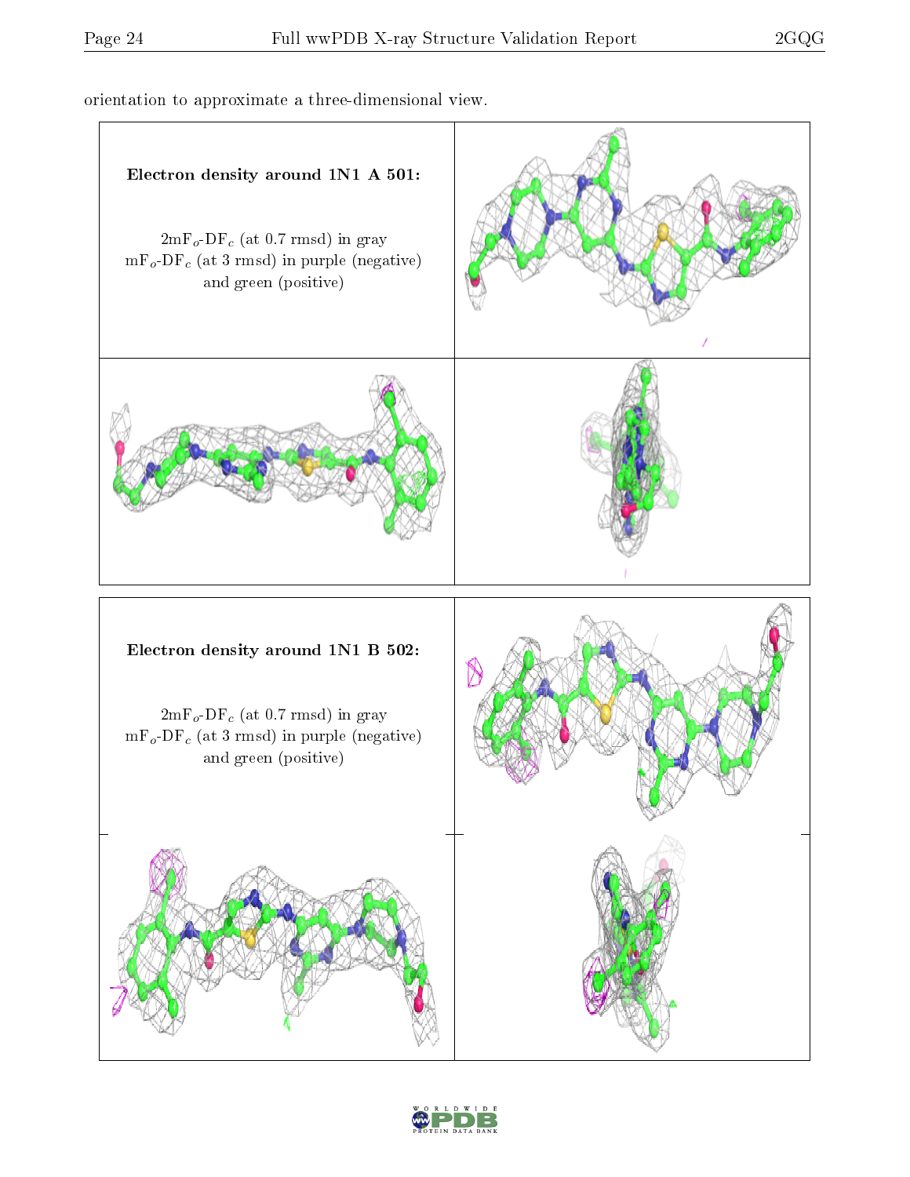orientation to approximate a three-dimensional view.

| **Electron density around 1N1 A 501:** $2mF_o$-$DF_c$ (at 0.7 rmsd) in gray $mF_o$-$DF_c$ (at 3 rmsd) in purple (negative) and green (positive) | |
|---|---|
| | |

| **Electron density around 1N1 B 502:** $2mF_o$-$DF_c$ (at 0.7 rmsd) in gray $mF_o$-$DF_c$ (at 3 rmsd) in purple (negative) and green (positive) | |
|---|---|
| | |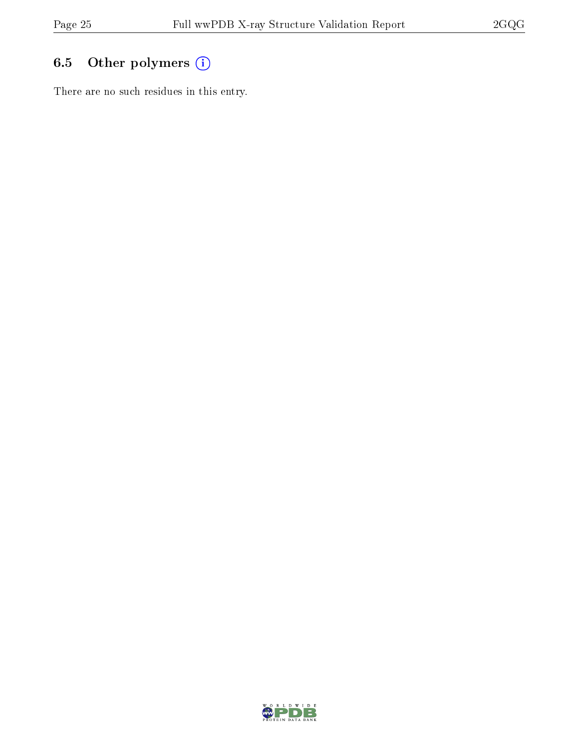### 6.5 Other polymers

There are no such residues in this entry.